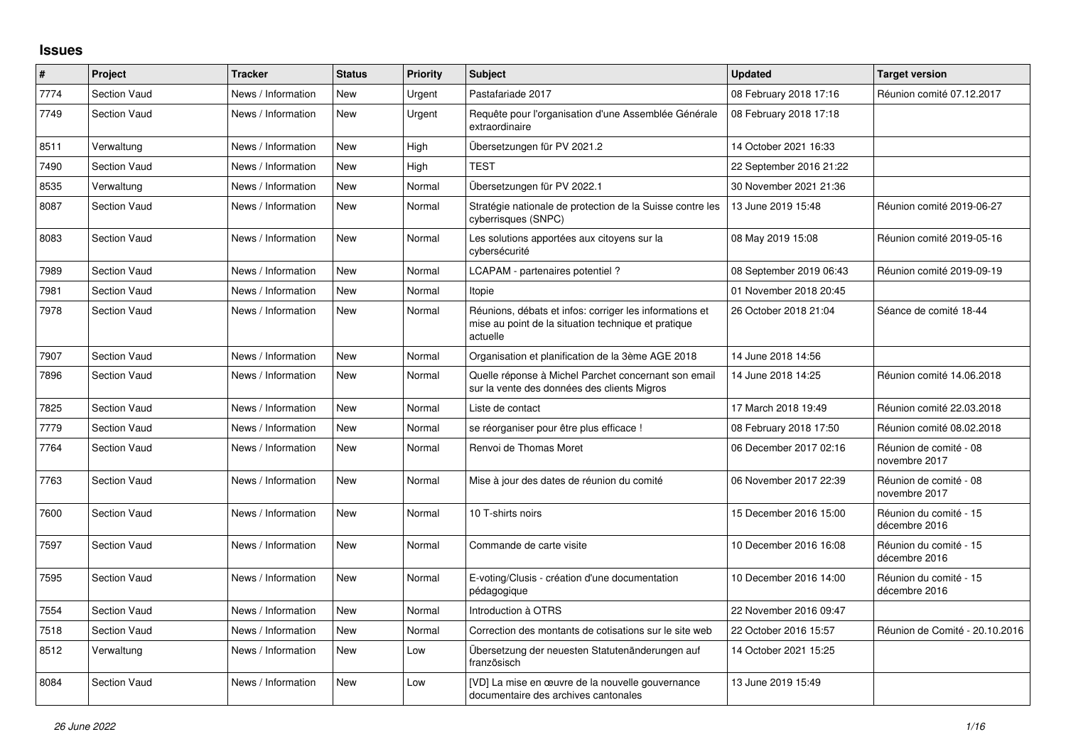## Issues

| # | Project | Tracker | Status | Priority | Subject | Updated | Target version |
|---|---|---|---|---|---|---|---|
| 7774 | Section Vaud | News / Information | New | Urgent | Pastafariade 2017 | 08 February 2018 17:16 | Réunion comité 07.12.2017 |
| 7749 | Section Vaud | News / Information | New | Urgent | Requête pour l'organisation d'une Assemblée Générale extraordinaire | 08 February 2018 17:18 | |
| 8511 | Verwaltung | News / Information | New | High | Übersetzungen für PV 2021.2 | 14 October 2021 16:33 | |
| 7490 | Section Vaud | News / Information | New | High | TEST | 22 September 2016 21:22 | |
| 8535 | Verwaltung | News / Information | New | Normal | Übersetzungen für PV 2022.1 | 30 November 2021 21:36 | |
| 8087 | Section Vaud | News / Information | New | Normal | Stratégie nationale de protection de la Suisse contre les cyberrisques (SNPC) | 13 June 2019 15:48 | Réunion comité 2019-06-27 |
| 8083 | Section Vaud | News / Information | New | Normal | Les solutions apportées aux citoyens sur la cybersécurité | 08 May 2019 15:08 | Réunion comité 2019-05-16 |
| 7989 | Section Vaud | News / Information | New | Normal | LCAPAM - partenaires potentiel ? | 08 September 2019 06:43 | Réunion comité 2019-09-19 |
| 7981 | Section Vaud | News / Information | New | Normal | Itopie | 01 November 2018 20:45 | |
| 7978 | Section Vaud | News / Information | New | Normal | Réunions, débats et infos: corriger les informations et mise au point de la situation technique et pratique actuelle | 26 October 2018 21:04 | Séance de comité 18-44 |
| 7907 | Section Vaud | News / Information | New | Normal | Organisation et planification de la 3ème AGE 2018 | 14 June 2018 14:56 | |
| 7896 | Section Vaud | News / Information | New | Normal | Quelle réponse à Michel Parchet concernant son email sur la vente des données des clients Migros | 14 June 2018 14:25 | Réunion comité 14.06.2018 |
| 7825 | Section Vaud | News / Information | New | Normal | Liste de contact | 17 March 2018 19:49 | Réunion comité 22.03.2018 |
| 7779 | Section Vaud | News / Information | New | Normal | se réorganiser pour être plus efficace ! | 08 February 2018 17:50 | Réunion comité 08.02.2018 |
| 7764 | Section Vaud | News / Information | New | Normal | Renvoi de Thomas Moret | 06 December 2017 02:16 | Réunion de comité - 08 novembre 2017 |
| 7763 | Section Vaud | News / Information | New | Normal | Mise à jour des dates de réunion du comité | 06 November 2017 22:39 | Réunion de comité - 08 novembre 2017 |
| 7600 | Section Vaud | News / Information | New | Normal | 10 T-shirts noirs | 15 December 2016 15:00 | Réunion du comité - 15 décembre 2016 |
| 7597 | Section Vaud | News / Information | New | Normal | Commande de carte visite | 10 December 2016 16:08 | Réunion du comité - 15 décembre 2016 |
| 7595 | Section Vaud | News / Information | New | Normal | E-voting/Clusis - création d'une documentation pédagogique | 10 December 2016 14:00 | Réunion du comité - 15 décembre 2016 |
| 7554 | Section Vaud | News / Information | New | Normal | Introduction à OTRS | 22 November 2016 09:47 | |
| 7518 | Section Vaud | News / Information | New | Normal | Correction des montants de cotisations sur le site web | 22 October 2016 15:57 | Réunion de Comité - 20.10.2016 |
| 8512 | Verwaltung | News / Information | New | Low | Übersetzung der neuesten Statutenänderungen auf französisch | 14 October 2021 15:25 | |
| 8084 | Section Vaud | News / Information | New | Low | [VD] La mise en œuvre de la nouvelle gouvernance documentaire des archives cantonales | 13 June 2019 15:49 | |

*26 June 2022*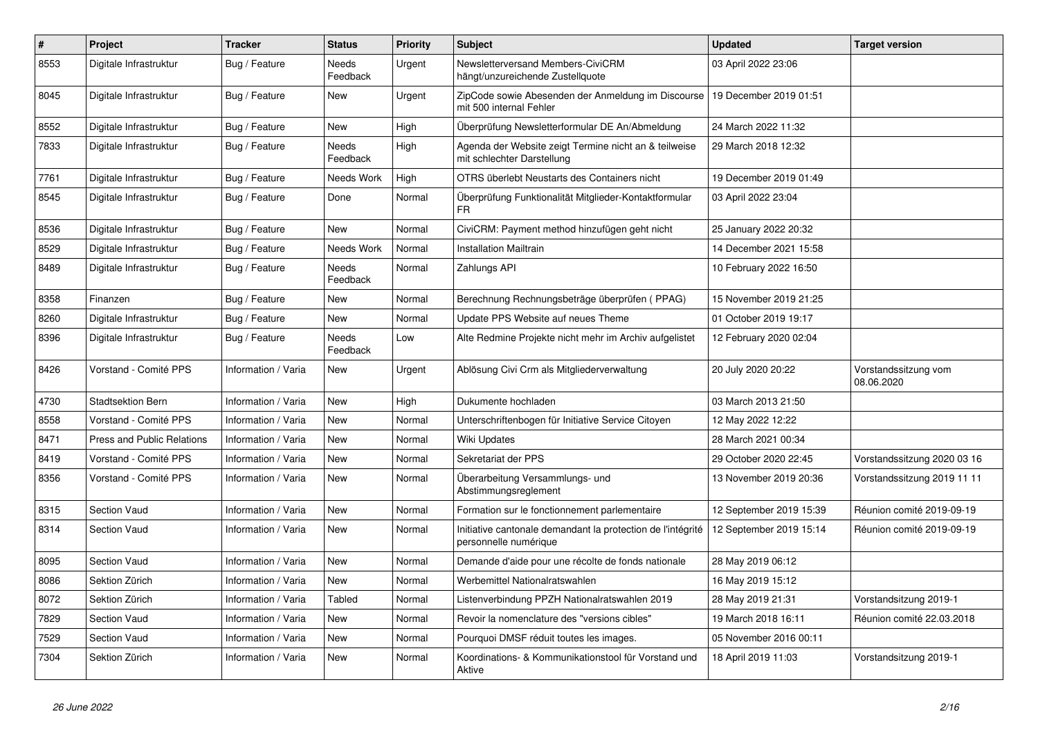| # | Project | Tracker | Status | Priority | Subject | Updated | Target version |
|---|---|---|---|---|---|---|---|
| 8553 | Digitale Infrastruktur | Bug / Feature | Needs Feedback | Urgent | Newsletterversand Members-CiviCRM hängt/unzureichende Zustellquote | 03 April 2022 23:06 | |
| 8045 | Digitale Infrastruktur | Bug / Feature | New | Urgent | ZipCode sowie Abesenden der Anmeldung im Discourse mit 500 internal Fehler | 19 December 2019 01:51 | |
| 8552 | Digitale Infrastruktur | Bug / Feature | New | High | Überprüfung Newsletterformular DE An/Abmeldung | 24 March 2022 11:32 | |
| 7833 | Digitale Infrastruktur | Bug / Feature | Needs Feedback | High | Agenda der Website zeigt Termine nicht an & teilweise mit schlechter Darstellung | 29 March 2018 12:32 | |
| 7761 | Digitale Infrastruktur | Bug / Feature | Needs Work | High | OTRS überlebt Neustarts des Containers nicht | 19 December 2019 01:49 | |
| 8545 | Digitale Infrastruktur | Bug / Feature | Done | Normal | Überprüfung Funktionalität Mitglieder-Kontaktformular FR | 03 April 2022 23:04 | |
| 8536 | Digitale Infrastruktur | Bug / Feature | New | Normal | CiviCRM: Payment method hinzufügen geht nicht | 25 January 2022 20:32 | |
| 8529 | Digitale Infrastruktur | Bug / Feature | Needs Work | Normal | Installation Mailtrain | 14 December 2021 15:58 | |
| 8489 | Digitale Infrastruktur | Bug / Feature | Needs Feedback | Normal | Zahlungs API | 10 February 2022 16:50 | |
| 8358 | Finanzen | Bug / Feature | New | Normal | Berechnung Rechnungsbeträge überprüfen ( PPAG) | 15 November 2019 21:25 | |
| 8260 | Digitale Infrastruktur | Bug / Feature | New | Normal | Update PPS Website auf neues Theme | 01 October 2019 19:17 | |
| 8396 | Digitale Infrastruktur | Bug / Feature | Needs Feedback | Low | Alte Redmine Projekte nicht mehr im Archiv aufgelistet | 12 February 2020 02:04 | |
| 8426 | Vorstand - Comité PPS | Information / Varia | New | Urgent | Ablösung Civi Crm als Mitgliederverwaltung | 20 July 2020 20:22 | Vorstandssitzung vom 08.06.2020 |
| 4730 | Stadtsektion Bern | Information / Varia | New | High | Dukumente hochladen | 03 March 2013 21:50 | |
| 8558 | Vorstand - Comité PPS | Information / Varia | New | Normal | Unterschriftenbogen für Initiative Service Citoyen | 12 May 2022 12:22 | |
| 8471 | Press and Public Relations | Information / Varia | New | Normal | Wiki Updates | 28 March 2021 00:34 | |
| 8419 | Vorstand - Comité PPS | Information / Varia | New | Normal | Sekretariat der PPS | 29 October 2020 22:45 | Vorstandssitzung 2020 03 16 |
| 8356 | Vorstand - Comité PPS | Information / Varia | New | Normal | Überarbeitung Versammlungs- und Abstimmungsreglement | 13 November 2019 20:36 | Vorstandssitzung 2019 11 11 |
| 8315 | Section Vaud | Information / Varia | New | Normal | Formation sur le fonctionnement parlementaire | 12 September 2019 15:39 | Réunion comité 2019-09-19 |
| 8314 | Section Vaud | Information / Varia | New | Normal | Initiative cantonale demandant la protection de l'intégrité personnelle numérique | 12 September 2019 15:14 | Réunion comité 2019-09-19 |
| 8095 | Section Vaud | Information / Varia | New | Normal | Demande d'aide pour une récolte de fonds nationale | 28 May 2019 06:12 | |
| 8086 | Sektion Zürich | Information / Varia | New | Normal | Werbemittel Nationalratswahlen | 16 May 2019 15:12 | |
| 8072 | Sektion Zürich | Information / Varia | Tabled | Normal | Listenverbindung PPZH Nationalratswahlen 2019 | 28 May 2019 21:31 | Vorstandsitzung 2019-1 |
| 7829 | Section Vaud | Information / Varia | New | Normal | Revoir la nomenclature des "versions cibles" | 19 March 2018 16:11 | Réunion comité 22.03.2018 |
| 7529 | Section Vaud | Information / Varia | New | Normal | Pourquoi DMSF réduit toutes les images. | 05 November 2016 00:11 | |
| 7304 | Sektion Zürich | Information / Varia | New | Normal | Koordinations- & Kommunikationstool für Vorstand und Aktive | 18 April 2019 11:03 | Vorstandsitzung 2019-1 |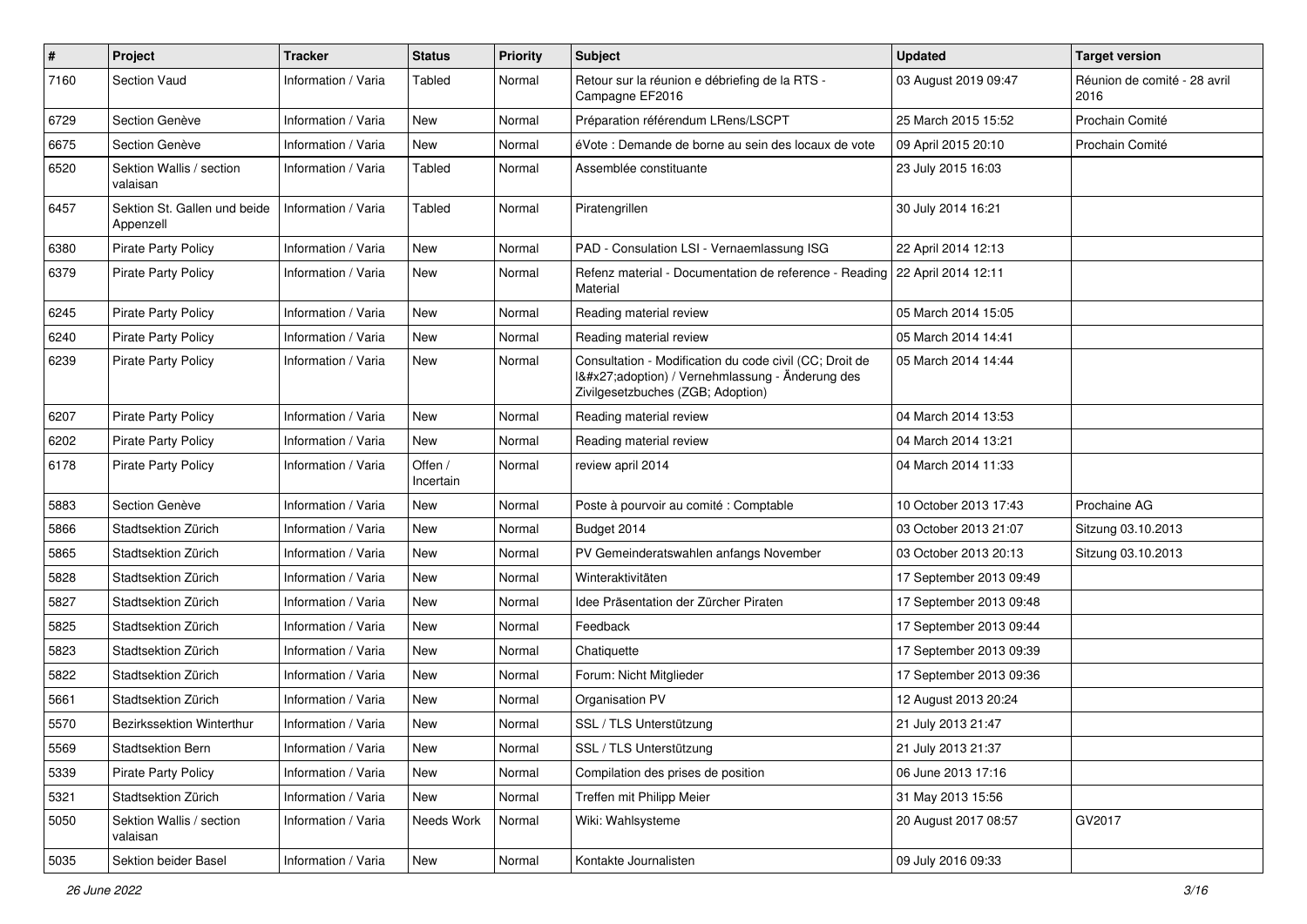| # | Project | Tracker | Status | Priority | Subject | Updated | Target version |
|---|---|---|---|---|---|---|---|
| 7160 | Section Vaud | Information / Varia | Tabled | Normal | Retour sur la réunion e débriefing de la RTS - Campagne EF2016 | 03 August 2019 09:47 | Réunion de comité - 28 avril 2016 |
| 6729 | Section Genève | Information / Varia | New | Normal | Préparation référendum LRens/LSCPT | 25 March 2015 15:52 | Prochain Comité |
| 6675 | Section Genève | Information / Varia | New | Normal | éVote : Demande de borne au sein des locaux de vote | 09 April 2015 20:10 | Prochain Comité |
| 6520 | Sektion Wallis / section valaisan | Information / Varia | Tabled | Normal | Assemblée constituante | 23 July 2015 16:03 | |
| 6457 | Sektion St. Gallen und beide Appenzell | Information / Varia | Tabled | Normal | Piratengrillen | 30 July 2014 16:21 | |
| 6380 | Pirate Party Policy | Information / Varia | New | Normal | PAD - Consulation LSI - Vernaemlassung ISG | 22 April 2014 12:13 | |
| 6379 | Pirate Party Policy | Information / Varia | New | Normal | Refenz material - Documentation de reference - Reading Material | 22 April 2014 12:11 | |
| 6245 | Pirate Party Policy | Information / Varia | New | Normal | Reading material review | 05 March 2014 15:05 | |
| 6240 | Pirate Party Policy | Information / Varia | New | Normal | Reading material review | 05 March 2014 14:41 | |
| 6239 | Pirate Party Policy | Information / Varia | New | Normal | Consultation - Modification du code civil (CC; Droit de l&#x27;adoption) / Vernehmlassung - Änderung des Zivilgesetzbuches (ZGB; Adoption) | 05 March 2014 14:44 | |
| 6207 | Pirate Party Policy | Information / Varia | New | Normal | Reading material review | 04 March 2014 13:53 | |
| 6202 | Pirate Party Policy | Information / Varia | New | Normal | Reading material review | 04 March 2014 13:21 | |
| 6178 | Pirate Party Policy | Information / Varia | Offen / Incertain | Normal | review april 2014 | 04 March 2014 11:33 | |
| 5883 | Section Genève | Information / Varia | New | Normal | Poste à pourvoir au comité : Comptable | 10 October 2013 17:43 | Prochaine AG |
| 5866 | Stadtsektion Zürich | Information / Varia | New | Normal | Budget 2014 | 03 October 2013 21:07 | Sitzung 03.10.2013 |
| 5865 | Stadtsektion Zürich | Information / Varia | New | Normal | PV Gemeinderatswahlen anfangs November | 03 October 2013 20:13 | Sitzung 03.10.2013 |
| 5828 | Stadtsektion Zürich | Information / Varia | New | Normal | Winteraktivitäten | 17 September 2013 09:49 | |
| 5827 | Stadtsektion Zürich | Information / Varia | New | Normal | Idee Präsentation der Zürcher Piraten | 17 September 2013 09:48 | |
| 5825 | Stadtsektion Zürich | Information / Varia | New | Normal | Feedback | 17 September 2013 09:44 | |
| 5823 | Stadtsektion Zürich | Information / Varia | New | Normal | Chatiquette | 17 September 2013 09:39 | |
| 5822 | Stadtsektion Zürich | Information / Varia | New | Normal | Forum: Nicht Mitglieder | 17 September 2013 09:36 | |
| 5661 | Stadtsektion Zürich | Information / Varia | New | Normal | Organisation PV | 12 August 2013 20:24 | |
| 5570 | Bezirkssektion Winterthur | Information / Varia | New | Normal | SSL / TLS Unterstützung | 21 July 2013 21:47 | |
| 5569 | Stadtsektion Bern | Information / Varia | New | Normal | SSL / TLS Unterstützung | 21 July 2013 21:37 | |
| 5339 | Pirate Party Policy | Information / Varia | New | Normal | Compilation des prises de position | 06 June 2013 17:16 | |
| 5321 | Stadtsektion Zürich | Information / Varia | New | Normal | Treffen mit Philipp Meier | 31 May 2013 15:56 | |
| 5050 | Sektion Wallis / section valaisan | Information / Varia | Needs Work | Normal | Wiki: Wahlsysteme | 20 August 2017 08:57 | GV2017 |
| 5035 | Sektion beider Basel | Information / Varia | New | Normal | Kontakte Journalisten | 09 July 2016 09:33 | |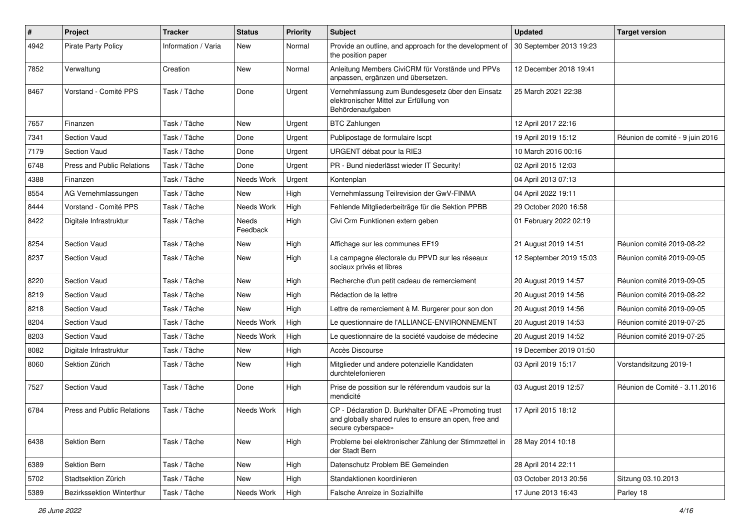| # | Project | Tracker | Status | Priority | Subject | Updated | Target version |
|---|---|---|---|---|---|---|---|
| 4942 | Pirate Party Policy | Information / Varia | New | Normal | Provide an outline, and approach for the development of the position paper | 30 September 2013 19:23 | |
| 7852 | Verwaltung | Creation | New | Normal | Anleitung Members CiviCRM für Vorstände und PPVs anpassen, ergänzen und übersetzen. | 12 December 2018 19:41 | |
| 8467 | Vorstand - Comité PPS | Task / Tâche | Done | Urgent | Vernehmlassung zum Bundesgesetz über den Einsatz elektronischer Mittel zur Erfüllung von Behördenaufgaben | 25 March 2021 22:38 | |
| 7657 | Finanzen | Task / Tâche | New | Urgent | BTC Zahlungen | 12 April 2017 22:16 | |
| 7341 | Section Vaud | Task / Tâche | Done | Urgent | Publipostage de formulaire lscpt | 19 April 2019 15:12 | Réunion de comité - 9 juin 2016 |
| 7179 | Section Vaud | Task / Tâche | Done | Urgent | URGENT débat pour la RIE3 | 10 March 2016 00:16 | |
| 6748 | Press and Public Relations | Task / Tâche | Done | Urgent | PR - Bund niederlässt wieder IT Security! | 02 April 2015 12:03 | |
| 4388 | Finanzen | Task / Tâche | Needs Work | Urgent | Kontenplan | 04 April 2013 07:13 | |
| 8554 | AG Vernehmlassungen | Task / Tâche | New | High | Vernehmlassung Teilrevision der GwV-FINMA | 04 April 2022 19:11 | |
| 8444 | Vorstand - Comité PPS | Task / Tâche | Needs Work | High | Fehlende Mitgliederbeiträge für die Sektion PPBB | 29 October 2020 16:58 | |
| 8422 | Digitale Infrastruktur | Task / Tâche | Needs Feedback | High | Civi Crm Funktionen extern geben | 01 February 2022 02:19 | |
| 8254 | Section Vaud | Task / Tâche | New | High | Affichage sur les communes EF19 | 21 August 2019 14:51 | Réunion comité 2019-08-22 |
| 8237 | Section Vaud | Task / Tâche | New | High | La campagne électorale du PPVD sur les réseaux sociaux privés et libres | 12 September 2019 15:03 | Réunion comité 2019-09-05 |
| 8220 | Section Vaud | Task / Tâche | New | High | Recherche d'un petit cadeau de remerciement | 20 August 2019 14:57 | Réunion comité 2019-09-05 |
| 8219 | Section Vaud | Task / Tâche | New | High | Rédaction de la lettre | 20 August 2019 14:56 | Réunion comité 2019-08-22 |
| 8218 | Section Vaud | Task / Tâche | New | High | Lettre de remerciement à M. Burgerer pour son don | 20 August 2019 14:56 | Réunion comité 2019-09-05 |
| 8204 | Section Vaud | Task / Tâche | Needs Work | High | Le questionnaire de l'ALLIANCE-ENVIRONNEMENT | 20 August 2019 14:53 | Réunion comité 2019-07-25 |
| 8203 | Section Vaud | Task / Tâche | Needs Work | High | Le questionnaire de la société vaudoise de médecine | 20 August 2019 14:52 | Réunion comité 2019-07-25 |
| 8082 | Digitale Infrastruktur | Task / Tâche | New | High | Accès Discourse | 19 December 2019 01:50 | |
| 8060 | Sektion Zürich | Task / Tâche | New | High | Mitglieder und andere potenzielle Kandidaten durchtelefonieren | 03 April 2019 15:17 | Vorstandsitzung 2019-1 |
| 7527 | Section Vaud | Task / Tâche | Done | High | Prise de possition sur le référendum vaudois sur la mendicité | 03 August 2019 12:57 | Réunion de Comité - 3.11.2016 |
| 6784 | Press and Public Relations | Task / Tâche | Needs Work | High | CP - Déclaration D. Burkhalter DFAE «Promoting trust and globally shared rules to ensure an open, free and secure cyberspace» | 17 April 2015 18:12 | |
| 6438 | Sektion Bern | Task / Tâche | New | High | Probleme bei elektronischer Zählung der Stimmzettel in der Stadt Bern | 28 May 2014 10:18 | |
| 6389 | Sektion Bern | Task / Tâche | New | High | Datenschutz Problem BE Gemeinden | 28 April 2014 22:11 | |
| 5702 | Stadtsektion Zürich | Task / Tâche | New | High | Standaktionen koordinieren | 03 October 2013 20:56 | Sitzung 03.10.2013 |
| 5389 | Bezirkssektion Winterthur | Task / Tâche | Needs Work | High | Falsche Anreize in Sozialhilfe | 17 June 2013 16:43 | Parley 18 |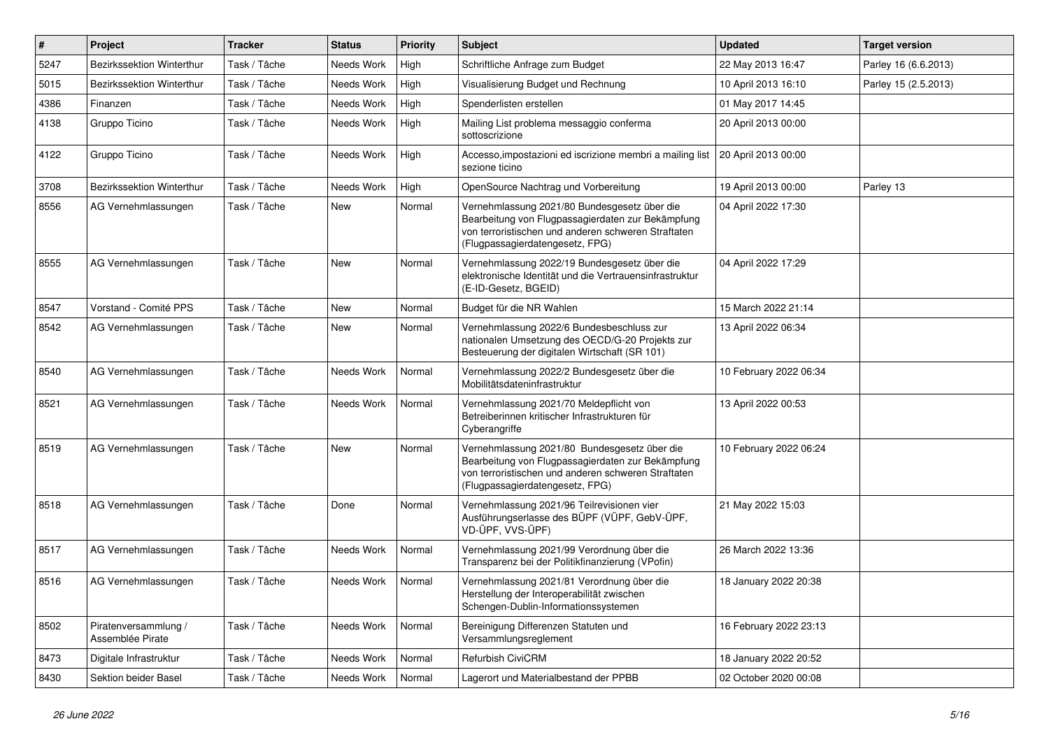| # | Project | Tracker | Status | Priority | Subject | Updated | Target version |
|---|---|---|---|---|---|---|---|
| 5247 | Bezirkssektion Winterthur | Task / Tâche | Needs Work | High | Schriftliche Anfrage zum Budget | 22 May 2013 16:47 | Parley 16 (6.6.2013) |
| 5015 | Bezirkssektion Winterthur | Task / Tâche | Needs Work | High | Visualisierung Budget und Rechnung | 10 April 2013 16:10 | Parley 15 (2.5.2013) |
| 4386 | Finanzen | Task / Tâche | Needs Work | High | Spenderlisten erstellen | 01 May 2017 14:45 | |
| 4138 | Gruppo Ticino | Task / Tâche | Needs Work | High | Mailing List problema messaggio conferma sottoscrizione | 20 April 2013 00:00 | |
| 4122 | Gruppo Ticino | Task / Tâche | Needs Work | High | Accesso,impostazioni ed iscrizione membri a mailing list sezione ticino | 20 April 2013 00:00 | |
| 3708 | Bezirkssektion Winterthur | Task / Tâche | Needs Work | High | OpenSource Nachtrag und Vorbereitung | 19 April 2013 00:00 | Parley 13 |
| 8556 | AG Vernehmlassungen | Task / Tâche | New | Normal | Vernehmlassung 2021/80 Bundesgesetz über die Bearbeitung von Flugpassagierdaten zur Bekämpfung von terroristischen und anderen schweren Straftaten (Flugpassagierdatengesetz, FPG) | 04 April 2022 17:30 | |
| 8555 | AG Vernehmlassungen | Task / Tâche | New | Normal | Vernehmlassung 2022/19 Bundesgesetz über die elektronische Identität und die Vertrauensinfrastruktur (E-ID-Gesetz, BGEID) | 04 April 2022 17:29 | |
| 8547 | Vorstand - Comité PPS | Task / Tâche | New | Normal | Budget für die NR Wahlen | 15 March 2022 21:14 | |
| 8542 | AG Vernehmlassungen | Task / Tâche | New | Normal | Vernehmlassung 2022/6 Bundesbeschluss zur nationalen Umsetzung des OECD/G-20 Projekts zur Besteuerung der digitalen Wirtschaft (SR 101) | 13 April 2022 06:34 | |
| 8540 | AG Vernehmlassungen | Task / Tâche | Needs Work | Normal | Vernehmlassung 2022/2 Bundesgesetz über die Mobilitätsdateninfrastruktur | 10 February 2022 06:34 | |
| 8521 | AG Vernehmlassungen | Task / Tâche | Needs Work | Normal | Vernehmlassung 2021/70 Meldepflicht von Betreiberinnen kritischer Infrastrukturen für Cyberangriffe | 13 April 2022 00:53 | |
| 8519 | AG Vernehmlassungen | Task / Tâche | New | Normal | Vernehmlassung 2021/80 Bundesgesetz über die Bearbeitung von Flugpassagierdaten zur Bekämpfung von terroristischen und anderen schweren Straftaten (Flugpassagierdatengesetz, FPG) | 10 February 2022 06:24 | |
| 8518 | AG Vernehmlassungen | Task / Tâche | Done | Normal | Vernehmlassung 2021/96 Teilrevisionen vier Ausführungserlasse des BÜPF (VÜPF, GebV-ÜPF, VD-ÜPF, VVS-ÜPF) | 21 May 2022 15:03 | |
| 8517 | AG Vernehmlassungen | Task / Tâche | Needs Work | Normal | Vernehmlassung 2021/99 Verordnung über die Transparenz bei der Politikfinanzierung (VPofin) | 26 March 2022 13:36 | |
| 8516 | AG Vernehmlassungen | Task / Tâche | Needs Work | Normal | Vernehmlassung 2021/81 Verordnung über die Herstellung der Interoperabilität zwischen Schengen-Dublin-Informationssystemen | 18 January 2022 20:38 | |
| 8502 | Piratenversammlung / Assemblée Pirate | Task / Tâche | Needs Work | Normal | Bereinigung Differenzen Statuten und Versammlungsreglement | 16 February 2022 23:13 | |
| 8473 | Digitale Infrastruktur | Task / Tâche | Needs Work | Normal | Refurbish CiviCRM | 18 January 2022 20:52 | |
| 8430 | Sektion beider Basel | Task / Tâche | Needs Work | Normal | Lagerort und Materialbestand der PPBB | 02 October 2020 00:08 | |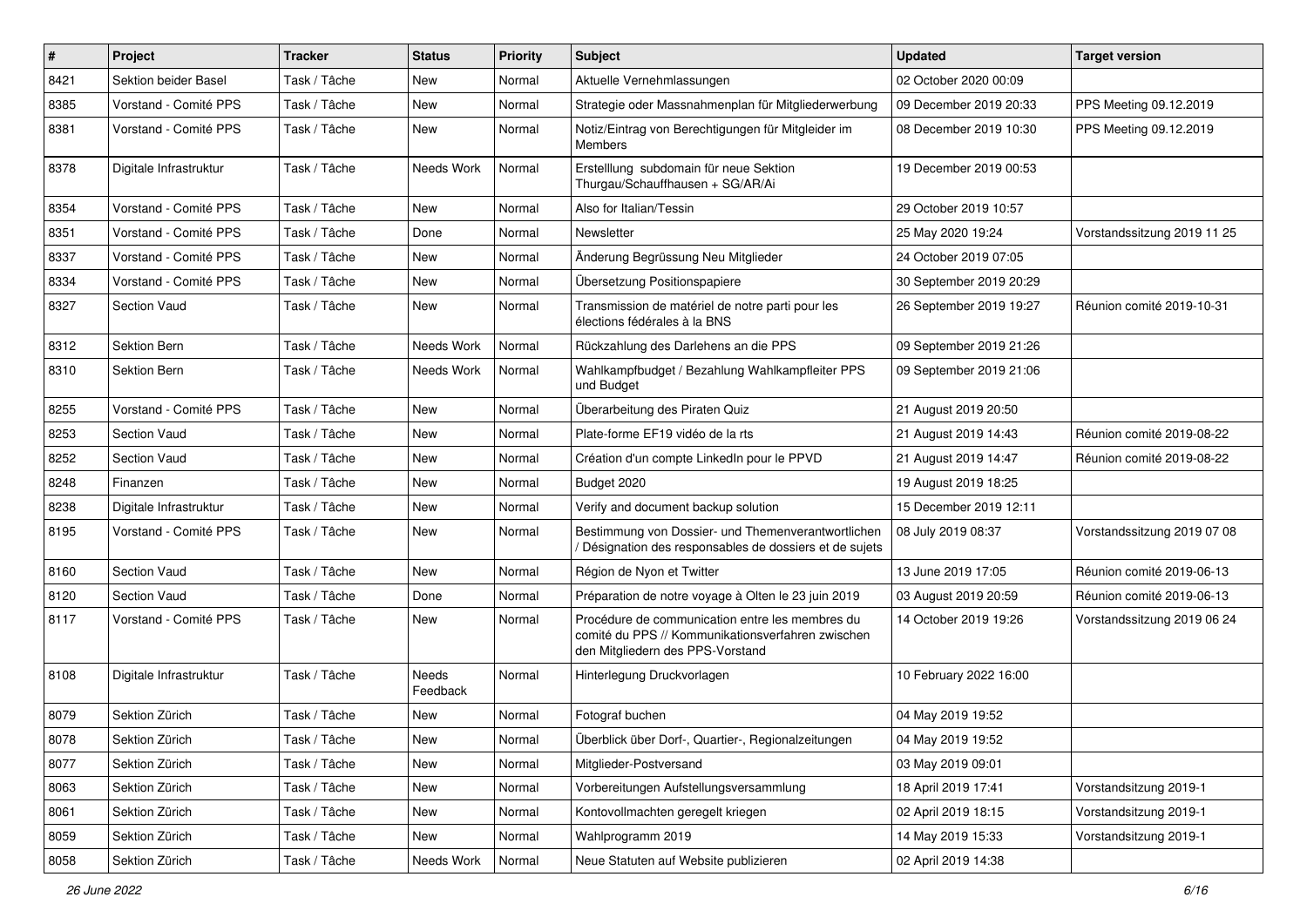| # | Project | Tracker | Status | Priority | Subject | Updated | Target version |
|---|---|---|---|---|---|---|---|
| 8421 | Sektion beider Basel | Task / Tâche | New | Normal | Aktuelle Vernehmlassungen | 02 October 2020 00:09 | |
| 8385 | Vorstand - Comité PPS | Task / Tâche | New | Normal | Strategie oder Massnahmenplan für Mitgliederwerbung | 09 December 2019 20:33 | PPS Meeting 09.12.2019 |
| 8381 | Vorstand - Comité PPS | Task / Tâche | New | Normal | Notiz/Eintrag von Berechtigungen für Mitgleider im Members | 08 December 2019 10:30 | PPS Meeting 09.12.2019 |
| 8378 | Digitale Infrastruktur | Task / Tâche | Needs Work | Normal | Erstelllung subdomain für neue Sektion Thurgau/Schauffhausen + SG/AR/Ai | 19 December 2019 00:53 | |
| 8354 | Vorstand - Comité PPS | Task / Tâche | New | Normal | Also for Italian/Tessin | 29 October 2019 10:57 | |
| 8351 | Vorstand - Comité PPS | Task / Tâche | Done | Normal | Newsletter | 25 May 2020 19:24 | Vorstandssitzung 2019 11 25 |
| 8337 | Vorstand - Comité PPS | Task / Tâche | New | Normal | Änderung Begrüssung Neu Mitglieder | 24 October 2019 07:05 | |
| 8334 | Vorstand - Comité PPS | Task / Tâche | New | Normal | Übersetzung Positionspapiere | 30 September 2019 20:29 | |
| 8327 | Section Vaud | Task / Tâche | New | Normal | Transmission de matériel de notre parti pour les élections fédérales à la BNS | 26 September 2019 19:27 | Réunion comité 2019-10-31 |
| 8312 | Sektion Bern | Task / Tâche | Needs Work | Normal | Rückzahlung des Darlehens an die PPS | 09 September 2019 21:26 | |
| 8310 | Sektion Bern | Task / Tâche | Needs Work | Normal | Wahlkampfbudget / Bezahlung Wahlkampfleiter PPS und Budget | 09 September 2019 21:06 | |
| 8255 | Vorstand - Comité PPS | Task / Tâche | New | Normal | Überarbeitung des Piraten Quiz | 21 August 2019 20:50 | |
| 8253 | Section Vaud | Task / Tâche | New | Normal | Plate-forme EF19 vidéo de la rts | 21 August 2019 14:43 | Réunion comité 2019-08-22 |
| 8252 | Section Vaud | Task / Tâche | New | Normal | Création d'un compte LinkedIn pour le PPVD | 21 August 2019 14:47 | Réunion comité 2019-08-22 |
| 8248 | Finanzen | Task / Tâche | New | Normal | Budget 2020 | 19 August 2019 18:25 | |
| 8238 | Digitale Infrastruktur | Task / Tâche | New | Normal | Verify and document backup solution | 15 December 2019 12:11 | |
| 8195 | Vorstand - Comité PPS | Task / Tâche | New | Normal | Bestimmung von Dossier- und Themenverantwortlichen / Désignation des responsables de dossiers et de sujets | 08 July 2019 08:37 | Vorstandssitzung 2019 07 08 |
| 8160 | Section Vaud | Task / Tâche | New | Normal | Région de Nyon et Twitter | 13 June 2019 17:05 | Réunion comité 2019-06-13 |
| 8120 | Section Vaud | Task / Tâche | Done | Normal | Préparation de notre voyage à Olten le 23 juin 2019 | 03 August 2019 20:59 | Réunion comité 2019-06-13 |
| 8117 | Vorstand - Comité PPS | Task / Tâche | New | Normal | Procédure de communication entre les membres du comité du PPS // Kommunikationsverfahren zwischen den Mitgliedern des PPS-Vorstand | 14 October 2019 19:26 | Vorstandssitzung 2019 06 24 |
| 8108 | Digitale Infrastruktur | Task / Tâche | Needs Feedback | Normal | Hinterlegung Druckvorlagen | 10 February 2022 16:00 | |
| 8079 | Sektion Zürich | Task / Tâche | New | Normal | Fotograf buchen | 04 May 2019 19:52 | |
| 8078 | Sektion Zürich | Task / Tâche | New | Normal | Überblick über Dorf-, Quartier-, Regionalzeitungen | 04 May 2019 19:52 | |
| 8077 | Sektion Zürich | Task / Tâche | New | Normal | Mitglieder-Postversand | 03 May 2019 09:01 | |
| 8063 | Sektion Zürich | Task / Tâche | New | Normal | Vorbereitungen Aufstellungsversammlung | 18 April 2019 17:41 | Vorstandsitzung 2019-1 |
| 8061 | Sektion Zürich | Task / Tâche | New | Normal | Kontovollmachten geregelt kriegen | 02 April 2019 18:15 | Vorstandsitzung 2019-1 |
| 8059 | Sektion Zürich | Task / Tâche | New | Normal | Wahlprogramm 2019 | 14 May 2019 15:33 | Vorstandsitzung 2019-1 |
| 8058 | Sektion Zürich | Task / Tâche | Needs Work | Normal | Neue Statuten auf Website publizieren | 02 April 2019 14:38 | |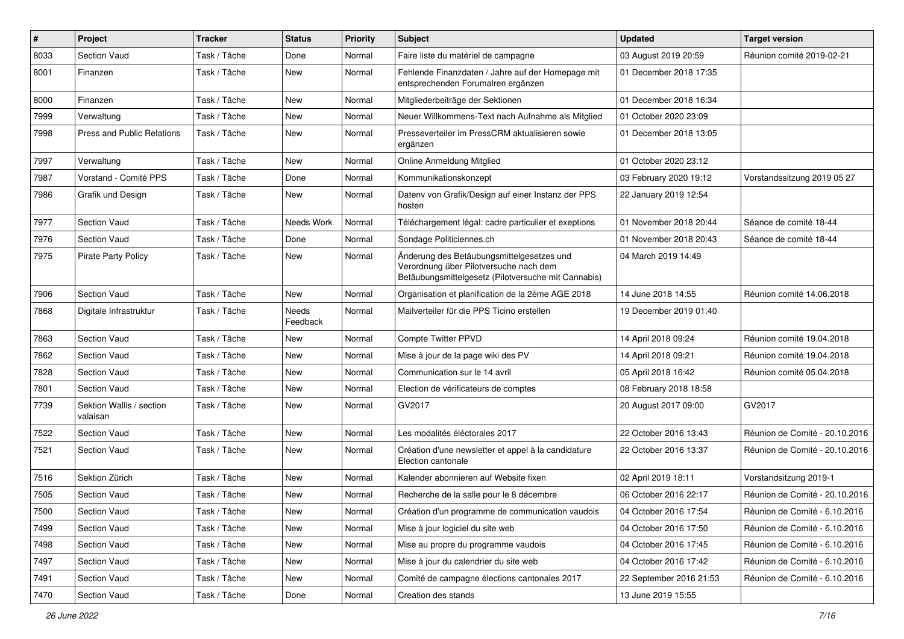| # | Project | Tracker | Status | Priority | Subject | Updated | Target version |
|---|---|---|---|---|---|---|---|
| 8033 | Section Vaud | Task / Tâche | Done | Normal | Faire liste du matériel de campagne | 03 August 2019 20:59 | Réunion comité 2019-02-21 |
| 8001 | Finanzen | Task / Tâche | New | Normal | Fehlende Finanzdaten / Jahre auf der Homepage mit entsprechenden Forumalren ergänzen | 01 December 2018 17:35 | |
| 8000 | Finanzen | Task / Tâche | New | Normal | Mitgliederbeiträge der Sektionen | 01 December 2018 16:34 | |
| 7999 | Verwaltung | Task / Tâche | New | Normal | Neuer Willkommens-Text nach Aufnahme als Mitglied | 01 October 2020 23:09 | |
| 7998 | Press and Public Relations | Task / Tâche | New | Normal | Presseverteiler im PressCRM aktualisieren sowie ergänzen | 01 December 2018 13:05 | |
| 7997 | Verwaltung | Task / Tâche | New | Normal | Online Anmeldung Mitglied | 01 October 2020 23:12 | |
| 7987 | Vorstand - Comité PPS | Task / Tâche | Done | Normal | Kommunikationskonzept | 03 February 2020 19:12 | Vorstandssitzung 2019 05 27 |
| 7986 | Grafik und Design | Task / Tâche | New | Normal | Datenv von Grafik/Design auf einer Instanz der PPS hosten | 22 January 2019 12:54 | |
| 7977 | Section Vaud | Task / Tâche | Needs Work | Normal | Téléchargement légal: cadre particulier et exeptions | 01 November 2018 20:44 | Séance de comité 18-44 |
| 7976 | Section Vaud | Task / Tâche | Done | Normal | Sondage Politiciennes.ch | 01 November 2018 20:43 | Séance de comité 18-44 |
| 7975 | Pirate Party Policy | Task / Tâche | New | Normal | Änderung des Betäubungsmittelgesetzes und Verordnung über Pilotversuche nach dem Betäubungsmittelgesetz (Pilotversuche mit Cannabis) | 04 March 2019 14:49 | |
| 7906 | Section Vaud | Task / Tâche | New | Normal | Organisation et planification de la 2ème AGE 2018 | 14 June 2018 14:55 | Réunion comité 14.06.2018 |
| 7868 | Digitale Infrastruktur | Task / Tâche | Needs Feedback | Normal | Mailverteiler für die PPS Ticino erstellen | 19 December 2019 01:40 | |
| 7863 | Section Vaud | Task / Tâche | New | Normal | Compte Twitter PPVD | 14 April 2018 09:24 | Réunion comité 19.04.2018 |
| 7862 | Section Vaud | Task / Tâche | New | Normal | Mise à jour de la page wiki des PV | 14 April 2018 09:21 | Réunion comité 19.04.2018 |
| 7828 | Section Vaud | Task / Tâche | New | Normal | Communication sur le 14 avril | 05 April 2018 16:42 | Réunion comité 05.04.2018 |
| 7801 | Section Vaud | Task / Tâche | New | Normal | Election de vérificateurs de comptes | 08 February 2018 18:58 | |
| 7739 | Sektion Wallis / section valaisan | Task / Tâche | New | Normal | GV2017 | 20 August 2017 09:00 | GV2017 |
| 7522 | Section Vaud | Task / Tâche | New | Normal | Les modalités éléctorales 2017 | 22 October 2016 13:43 | Réunion de Comité - 20.10.2016 |
| 7521 | Section Vaud | Task / Tâche | New | Normal | Création d'une newsletter et appel à la candidature Election cantonale | 22 October 2016 13:37 | Réunion de Comité - 20.10.2016 |
| 7516 | Sektion Zürich | Task / Tâche | New | Normal | Kalender abonnieren auf Website fixen | 02 April 2019 18:11 | Vorstandsitzung 2019-1 |
| 7505 | Section Vaud | Task / Tâche | New | Normal | Recherche de la salle pour le 8 décembre | 06 October 2016 22:17 | Réunion de Comité - 20.10.2016 |
| 7500 | Section Vaud | Task / Tâche | New | Normal | Création d'un programme de communication vaudois | 04 October 2016 17:54 | Réunion de Comité - 6.10.2016 |
| 7499 | Section Vaud | Task / Tâche | New | Normal | Mise à jour logiciel du site web | 04 October 2016 17:50 | Réunion de Comité - 6.10.2016 |
| 7498 | Section Vaud | Task / Tâche | New | Normal | Mise au propre du programme vaudois | 04 October 2016 17:45 | Réunion de Comité - 6.10.2016 |
| 7497 | Section Vaud | Task / Tâche | New | Normal | Mise à jour du calendrier du site web | 04 October 2016 17:42 | Réunion de Comité - 6.10.2016 |
| 7491 | Section Vaud | Task / Tâche | New | Normal | Comité de campagne élections cantonales 2017 | 22 September 2016 21:53 | Réunion de Comité - 6.10.2016 |
| 7470 | Section Vaud | Task / Tâche | Done | Normal | Creation des stands | 13 June 2019 15:55 | |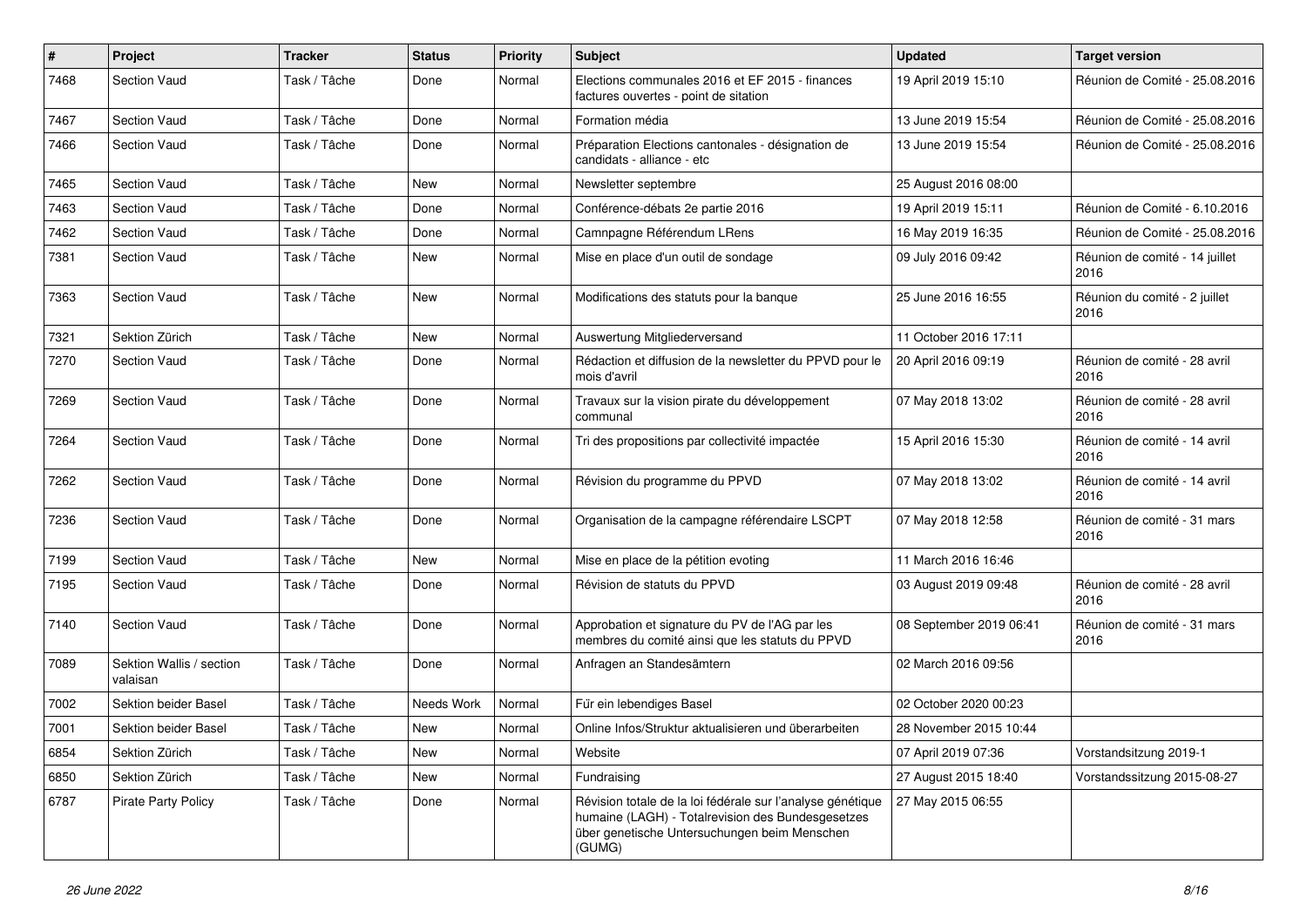| # | Project | Tracker | Status | Priority | Subject | Updated | Target version |
|---|---|---|---|---|---|---|---|
| 7468 | Section Vaud | Task / Tâche | Done | Normal | Elections communales 2016 et EF 2015 - finances factures ouvertes - point de sitation | 19 April 2019 15:10 | Réunion de Comité - 25.08.2016 |
| 7467 | Section Vaud | Task / Tâche | Done | Normal | Formation média | 13 June 2019 15:54 | Réunion de Comité - 25.08.2016 |
| 7466 | Section Vaud | Task / Tâche | Done | Normal | Préparation Elections cantonales - désignation de candidats - alliance - etc | 13 June 2019 15:54 | Réunion de Comité - 25.08.2016 |
| 7465 | Section Vaud | Task / Tâche | New | Normal | Newsletter septembre | 25 August 2016 08:00 | |
| 7463 | Section Vaud | Task / Tâche | Done | Normal | Conférence-débats 2e partie 2016 | 19 April 2019 15:11 | Réunion de Comité - 6.10.2016 |
| 7462 | Section Vaud | Task / Tâche | Done | Normal | Camnpagne Référendum LRens | 16 May 2019 16:35 | Réunion de Comité - 25.08.2016 |
| 7381 | Section Vaud | Task / Tâche | New | Normal | Mise en place d'un outil de sondage | 09 July 2016 09:42 | Réunion de comité - 14 juillet 2016 |
| 7363 | Section Vaud | Task / Tâche | New | Normal | Modifications des statuts pour la banque | 25 June 2016 16:55 | Réunion du comité - 2 juillet 2016 |
| 7321 | Sektion Zürich | Task / Tâche | New | Normal | Auswertung Mitgliederversand | 11 October 2016 17:11 | |
| 7270 | Section Vaud | Task / Tâche | Done | Normal | Rédaction et diffusion de la newsletter du PPVD pour le mois d'avril | 20 April 2016 09:19 | Réunion de comité - 28 avril 2016 |
| 7269 | Section Vaud | Task / Tâche | Done | Normal | Travaux sur la vision pirate du développement communal | 07 May 2018 13:02 | Réunion de comité - 28 avril 2016 |
| 7264 | Section Vaud | Task / Tâche | Done | Normal | Tri des propositions par collectivité impactée | 15 April 2016 15:30 | Réunion de comité - 14 avril 2016 |
| 7262 | Section Vaud | Task / Tâche | Done | Normal | Révision du programme du PPVD | 07 May 2018 13:02 | Réunion de comité - 14 avril 2016 |
| 7236 | Section Vaud | Task / Tâche | Done | Normal | Organisation de la campagne référendaire LSCPT | 07 May 2018 12:58 | Réunion de comité - 31 mars 2016 |
| 7199 | Section Vaud | Task / Tâche | New | Normal | Mise en place de la pétition evoting | 11 March 2016 16:46 | |
| 7195 | Section Vaud | Task / Tâche | Done | Normal | Révision de statuts du PPVD | 03 August 2019 09:48 | Réunion de comité - 28 avril 2016 |
| 7140 | Section Vaud | Task / Tâche | Done | Normal | Approbation et signature du PV de l'AG par les membres du comité ainsi que les statuts du PPVD | 08 September 2019 06:41 | Réunion de comité - 31 mars 2016 |
| 7089 | Sektion Wallis / section valaisan | Task / Tâche | Done | Normal | Anfragen an Standesämtern | 02 March 2016 09:56 | |
| 7002 | Sektion beider Basel | Task / Tâche | Needs Work | Normal | Für ein lebendiges Basel | 02 October 2020 00:23 | |
| 7001 | Sektion beider Basel | Task / Tâche | New | Normal | Online Infos/Struktur aktualisieren und überarbeiten | 28 November 2015 10:44 | |
| 6854 | Sektion Zürich | Task / Tâche | New | Normal | Website | 07 April 2019 07:36 | Vorstandsitzung 2019-1 |
| 6850 | Sektion Zürich | Task / Tâche | New | Normal | Fundraising | 27 August 2015 18:40 | Vorstandssitzung 2015-08-27 |
| 6787 | Pirate Party Policy | Task / Tâche | Done | Normal | Révision totale de la loi fédérale sur l'analyse génétique humaine (LAGH) - Totalrevision des Bundesgesetzes über genetische Untersuchungen beim Menschen (GUMG) | 27 May 2015 06:55 | |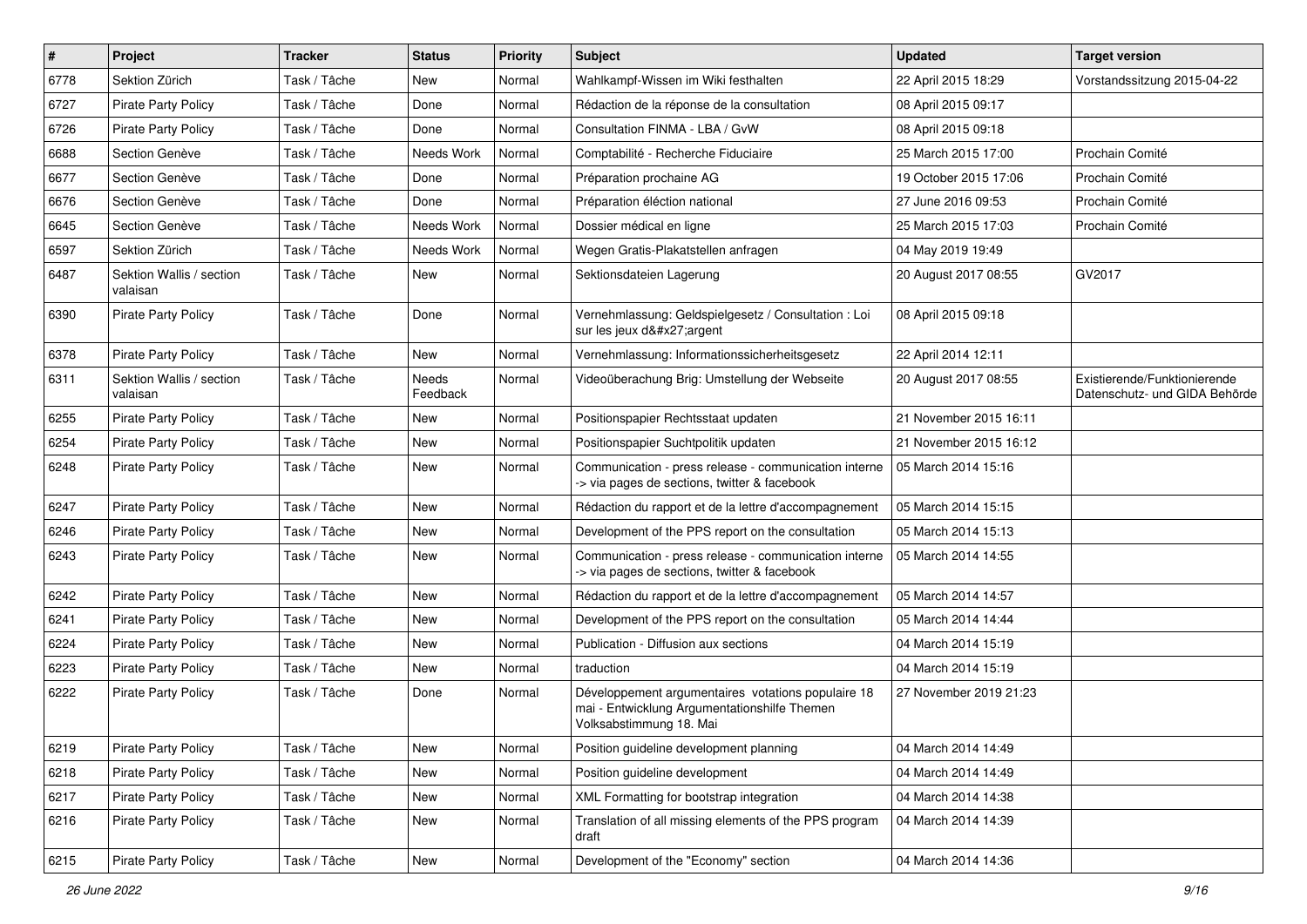| # | Project | Tracker | Status | Priority | Subject | Updated | Target version |
|---|---|---|---|---|---|---|---|
| 6778 | Sektion Zürich | Task / Tâche | New | Normal | Wahlkampf-Wissen im Wiki festhalten | 22 April 2015 18:29 | Vorstandssitzung 2015-04-22 |
| 6727 | Pirate Party Policy | Task / Tâche | Done | Normal | Rédaction de la réponse de la consultation | 08 April 2015 09:17 | |
| 6726 | Pirate Party Policy | Task / Tâche | Done | Normal | Consultation FINMA - LBA / GvW | 08 April 2015 09:18 | |
| 6688 | Section Genève | Task / Tâche | Needs Work | Normal | Comptabilité - Recherche Fiduciaire | 25 March 2015 17:00 | Prochain Comité |
| 6677 | Section Genève | Task / Tâche | Done | Normal | Préparation prochaine AG | 19 October 2015 17:06 | Prochain Comité |
| 6676 | Section Genève | Task / Tâche | Done | Normal | Préparation éléction national | 27 June 2016 09:53 | Prochain Comité |
| 6645 | Section Genève | Task / Tâche | Needs Work | Normal | Dossier médical en ligne | 25 March 2015 17:03 | Prochain Comité |
| 6597 | Sektion Zürich | Task / Tâche | Needs Work | Normal | Wegen Gratis-Plakatstellen anfragen | 04 May 2019 19:49 | |
| 6487 | Sektion Wallis / section valaisan | Task / Tâche | New | Normal | Sektionsdateien Lagerung | 20 August 2017 08:55 | GV2017 |
| 6390 | Pirate Party Policy | Task / Tâche | Done | Normal | Vernehmlassung: Geldspielgesetz / Consultation : Loi sur les jeux d&#x27;argent | 08 April 2015 09:18 | |
| 6378 | Pirate Party Policy | Task / Tâche | New | Normal | Vernehmlassung: Informationssicherheitsgesetz | 22 April 2014 12:11 | |
| 6311 | Sektion Wallis / section valaisan | Task / Tâche | Needs Feedback | Normal | Videoüberachung Brig: Umstellung der Webseite | 20 August 2017 08:55 | Existierende/Funktionierende Datenschutz- und GIDA Behörde |
| 6255 | Pirate Party Policy | Task / Tâche | New | Normal | Positionspapier Rechtsstaat updaten | 21 November 2015 16:11 | |
| 6254 | Pirate Party Policy | Task / Tâche | New | Normal | Positionspapier Suchtpolitik updaten | 21 November 2015 16:12 | |
| 6248 | Pirate Party Policy | Task / Tâche | New | Normal | Communication - press release - communication interne -> via pages de sections, twitter & facebook | 05 March 2014 15:16 | |
| 6247 | Pirate Party Policy | Task / Tâche | New | Normal | Rédaction du rapport et de la lettre d'accompagnement | 05 March 2014 15:15 | |
| 6246 | Pirate Party Policy | Task / Tâche | New | Normal | Development of the PPS report on the consultation | 05 March 2014 15:13 | |
| 6243 | Pirate Party Policy | Task / Tâche | New | Normal | Communication - press release - communication interne -> via pages de sections, twitter & facebook | 05 March 2014 14:55 | |
| 6242 | Pirate Party Policy | Task / Tâche | New | Normal | Rédaction du rapport et de la lettre d'accompagnement | 05 March 2014 14:57 | |
| 6241 | Pirate Party Policy | Task / Tâche | New | Normal | Development of the PPS report on the consultation | 05 March 2014 14:44 | |
| 6224 | Pirate Party Policy | Task / Tâche | New | Normal | Publication - Diffusion aux sections | 04 March 2014 15:19 | |
| 6223 | Pirate Party Policy | Task / Tâche | New | Normal | traduction | 04 March 2014 15:19 | |
| 6222 | Pirate Party Policy | Task / Tâche | Done | Normal | Développement argumentaires votations populaire 18 mai - Entwicklung Argumentationshilfe Themen Volksabstimmung 18. Mai | 27 November 2019 21:23 | |
| 6219 | Pirate Party Policy | Task / Tâche | New | Normal | Position guideline development planning | 04 March 2014 14:49 | |
| 6218 | Pirate Party Policy | Task / Tâche | New | Normal | Position guideline development | 04 March 2014 14:49 | |
| 6217 | Pirate Party Policy | Task / Tâche | New | Normal | XML Formatting for bootstrap integration | 04 March 2014 14:38 | |
| 6216 | Pirate Party Policy | Task / Tâche | New | Normal | Translation of all missing elements of the PPS program draft | 04 March 2014 14:39 | |
| 6215 | Pirate Party Policy | Task / Tâche | New | Normal | Development of the "Economy" section | 04 March 2014 14:36 | |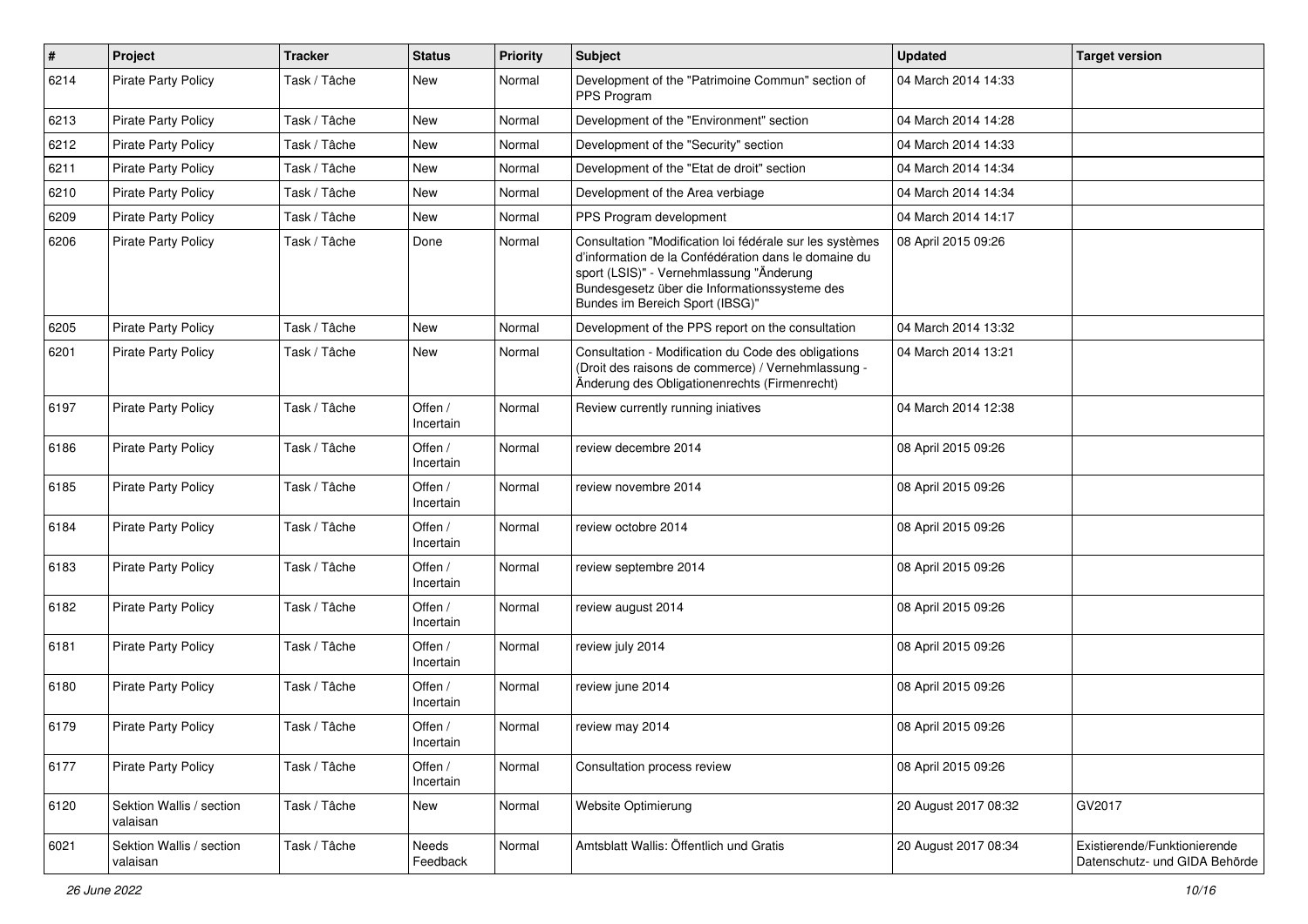| # | Project | Tracker | Status | Priority | Subject | Updated | Target version |
|---|---|---|---|---|---|---|---|
| 6214 | Pirate Party Policy | Task / Tâche | New | Normal | Development of the "Patrimoine Commun" section of PPS Program | 04 March 2014 14:33 | |
| 6213 | Pirate Party Policy | Task / Tâche | New | Normal | Development of the "Environment" section | 04 March 2014 14:28 | |
| 6212 | Pirate Party Policy | Task / Tâche | New | Normal | Development of the "Security" section | 04 March 2014 14:33 | |
| 6211 | Pirate Party Policy | Task / Tâche | New | Normal | Development of the "Etat de droit" section | 04 March 2014 14:34 | |
| 6210 | Pirate Party Policy | Task / Tâche | New | Normal | Development of the Area verbiage | 04 March 2014 14:34 | |
| 6209 | Pirate Party Policy | Task / Tâche | New | Normal | PPS Program development | 04 March 2014 14:17 | |
| 6206 | Pirate Party Policy | Task / Tâche | Done | Normal | Consultation "Modification loi fédérale sur les systèmes d'information de la Confédération dans le domaine du sport (LSIS)" - Vernehmlassung "Änderung Bundesgesetz über die Informationssysteme des Bundes im Bereich Sport (IBSG)" | 08 April 2015 09:26 | |
| 6205 | Pirate Party Policy | Task / Tâche | New | Normal | Development of the PPS report on the consultation | 04 March 2014 13:32 | |
| 6201 | Pirate Party Policy | Task / Tâche | New | Normal | Consultation - Modification du Code des obligations (Droit des raisons de commerce) / Vernehmlassung - Änderung des Obligationenrechts (Firmenrecht) | 04 March 2014 13:21 | |
| 6197 | Pirate Party Policy | Task / Tâche | Offen / Incertain | Normal | Review currently running iniatives | 04 March 2014 12:38 | |
| 6186 | Pirate Party Policy | Task / Tâche | Offen / Incertain | Normal | review decembre 2014 | 08 April 2015 09:26 | |
| 6185 | Pirate Party Policy | Task / Tâche | Offen / Incertain | Normal | review novembre 2014 | 08 April 2015 09:26 | |
| 6184 | Pirate Party Policy | Task / Tâche | Offen / Incertain | Normal | review octobre 2014 | 08 April 2015 09:26 | |
| 6183 | Pirate Party Policy | Task / Tâche | Offen / Incertain | Normal | review septembre 2014 | 08 April 2015 09:26 | |
| 6182 | Pirate Party Policy | Task / Tâche | Offen / Incertain | Normal | review august 2014 | 08 April 2015 09:26 | |
| 6181 | Pirate Party Policy | Task / Tâche | Offen / Incertain | Normal | review july 2014 | 08 April 2015 09:26 | |
| 6180 | Pirate Party Policy | Task / Tâche | Offen / Incertain | Normal | review june 2014 | 08 April 2015 09:26 | |
| 6179 | Pirate Party Policy | Task / Tâche | Offen / Incertain | Normal | review may 2014 | 08 April 2015 09:26 | |
| 6177 | Pirate Party Policy | Task / Tâche | Offen / Incertain | Normal | Consultation process review | 08 April 2015 09:26 | |
| 6120 | Sektion Wallis / section valaisan | Task / Tâche | New | Normal | Website Optimierung | 20 August 2017 08:32 | GV2017 |
| 6021 | Sektion Wallis / section valaisan | Task / Tâche | Needs Feedback | Normal | Amtsblatt Wallis: Öffentlich und Gratis | 20 August 2017 08:34 | Existierende/Funktionierende Datenschutz- und GIDA Behörde |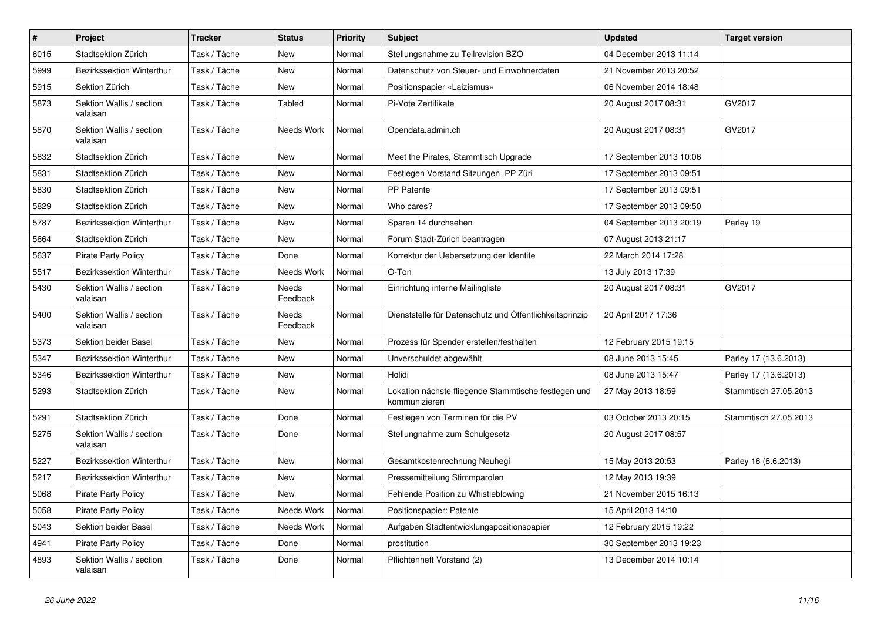| # | Project | Tracker | Status | Priority | Subject | Updated | Target version |
|---|---|---|---|---|---|---|---|
| 6015 | Stadtsektion Zürich | Task / Tâche | New | Normal | Stellungsnahme zu Teilrevision BZO | 04 December 2013 11:14 | |
| 5999 | Bezirkssektion Winterthur | Task / Tâche | New | Normal | Datenschutz von Steuer- und Einwohnerdaten | 21 November 2013 20:52 | |
| 5915 | Sektion Zürich | Task / Tâche | New | Normal | Positionspapier «Laizismus» | 06 November 2014 18:48 | |
| 5873 | Sektion Wallis / section valaisan | Task / Tâche | Tabled | Normal | Pi-Vote Zertifikate | 20 August 2017 08:31 | GV2017 |
| 5870 | Sektion Wallis / section valaisan | Task / Tâche | Needs Work | Normal | Opendata.admin.ch | 20 August 2017 08:31 | GV2017 |
| 5832 | Stadtsektion Zürich | Task / Tâche | New | Normal | Meet the Pirates, Stammtisch Upgrade | 17 September 2013 10:06 | |
| 5831 | Stadtsektion Zürich | Task / Tâche | New | Normal | Festlegen Vorstand Sitzungen PP Züri | 17 September 2013 09:51 | |
| 5830 | Stadtsektion Zürich | Task / Tâche | New | Normal | PP Patente | 17 September 2013 09:51 | |
| 5829 | Stadtsektion Zürich | Task / Tâche | New | Normal | Who cares? | 17 September 2013 09:50 | |
| 5787 | Bezirkssektion Winterthur | Task / Tâche | New | Normal | Sparen 14 durchsehen | 04 September 2013 20:19 | Parley 19 |
| 5664 | Stadtsektion Zürich | Task / Tâche | New | Normal | Forum Stadt-Zürich beantragen | 07 August 2013 21:17 | |
| 5637 | Pirate Party Policy | Task / Tâche | Done | Normal | Korrektur der Uebersetzung der Identite | 22 March 2014 17:28 | |
| 5517 | Bezirkssektion Winterthur | Task / Tâche | Needs Work | Normal | O-Ton | 13 July 2013 17:39 | |
| 5430 | Sektion Wallis / section valaisan | Task / Tâche | Needs Feedback | Normal | Einrichtung interne Mailingliste | 20 August 2017 08:31 | GV2017 |
| 5400 | Sektion Wallis / section valaisan | Task / Tâche | Needs Feedback | Normal | Dienststelle für Datenschutz und Öffentlichkeitsprinzip | 20 April 2017 17:36 | |
| 5373 | Sektion beider Basel | Task / Tâche | New | Normal | Prozess für Spender erstellen/festhalten | 12 February 2015 19:15 | |
| 5347 | Bezirkssektion Winterthur | Task / Tâche | New | Normal | Unverschuldet abgewählt | 08 June 2013 15:45 | Parley 17 (13.6.2013) |
| 5346 | Bezirkssektion Winterthur | Task / Tâche | New | Normal | Holidi | 08 June 2013 15:47 | Parley 17 (13.6.2013) |
| 5293 | Stadtsektion Zürich | Task / Tâche | New | Normal | Lokation nächste fliegende Stammtische festlegen und kommunizieren | 27 May 2013 18:59 | Stammtisch 27.05.2013 |
| 5291 | Stadtsektion Zürich | Task / Tâche | Done | Normal | Festlegen von Terminen für die PV | 03 October 2013 20:15 | Stammtisch 27.05.2013 |
| 5275 | Sektion Wallis / section valaisan | Task / Tâche | Done | Normal | Stellungnahme zum Schulgesetz | 20 August 2017 08:57 | |
| 5227 | Bezirkssektion Winterthur | Task / Tâche | New | Normal | Gesamtkostenrechnung Neuhegi | 15 May 2013 20:53 | Parley 16 (6.6.2013) |
| 5217 | Bezirkssektion Winterthur | Task / Tâche | New | Normal | Pressemitteilung Stimmparolen | 12 May 2013 19:39 | |
| 5068 | Pirate Party Policy | Task / Tâche | New | Normal | Fehlende Position zu Whistleblowing | 21 November 2015 16:13 | |
| 5058 | Pirate Party Policy | Task / Tâche | Needs Work | Normal | Positionspapier: Patente | 15 April 2013 14:10 | |
| 5043 | Sektion beider Basel | Task / Tâche | Needs Work | Normal | Aufgaben Stadtentwicklungspositionspapier | 12 February 2015 19:22 | |
| 4941 | Pirate Party Policy | Task / Tâche | Done | Normal | prostitution | 30 September 2013 19:23 | |
| 4893 | Sektion Wallis / section valaisan | Task / Tâche | Done | Normal | Pflichtenheft Vorstand (2) | 13 December 2014 10:14 | |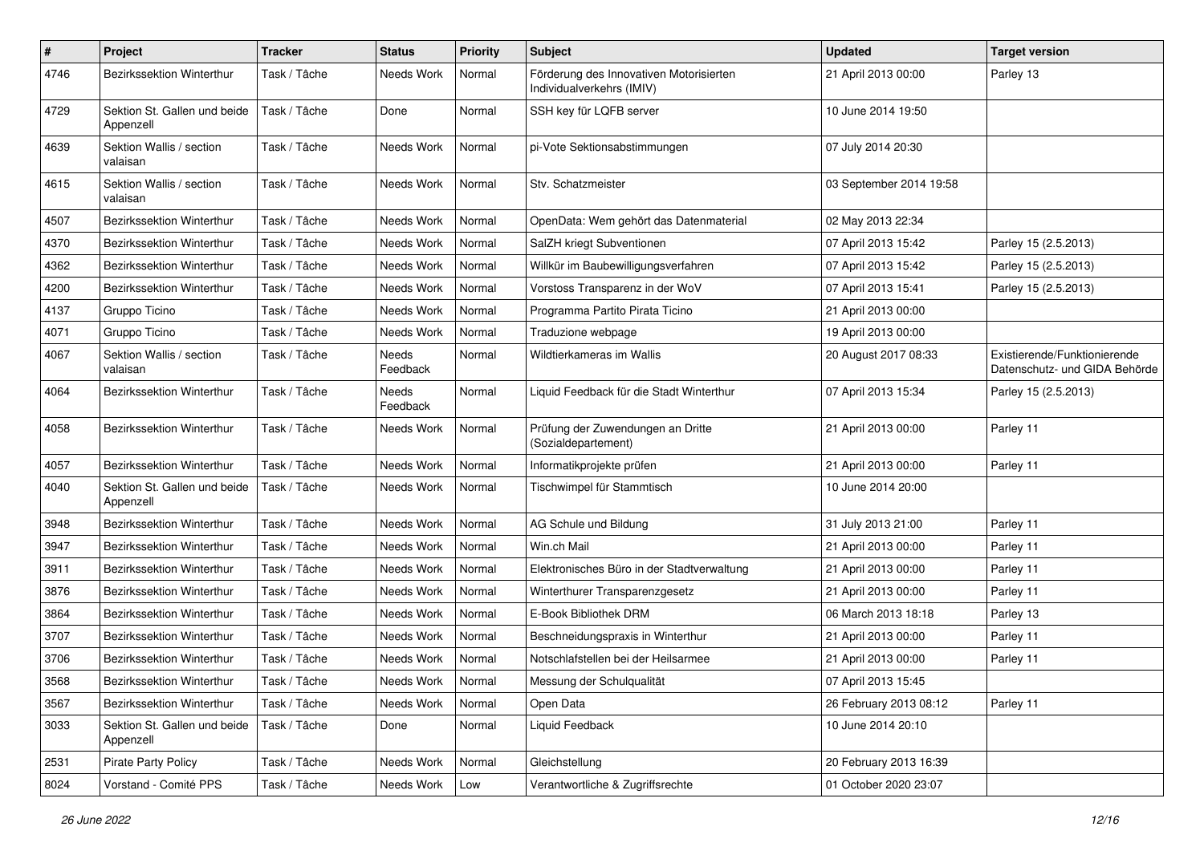| # | Project | Tracker | Status | Priority | Subject | Updated | Target version |
|---|---|---|---|---|---|---|---|
| 4746 | Bezirkssektion Winterthur | Task / Tâche | Needs Work | Normal | Förderung des Innovativen Motorisierten Individualverkehrs (IMIV) | 21 April 2013 00:00 | Parley 13 |
| 4729 | Sektion St. Gallen und beide Appenzell | Task / Tâche | Done | Normal | SSH key für LQFB server | 10 June 2014 19:50 | |
| 4639 | Sektion Wallis / section valaisan | Task / Tâche | Needs Work | Normal | pi-Vote Sektionsabstimmungen | 07 July 2014 20:30 | |
| 4615 | Sektion Wallis / section valaisan | Task / Tâche | Needs Work | Normal | Stv. Schatzmeister | 03 September 2014 19:58 | |
| 4507 | Bezirkssektion Winterthur | Task / Tâche | Needs Work | Normal | OpenData: Wem gehört das Datenmaterial | 02 May 2013 22:34 | |
| 4370 | Bezirkssektion Winterthur | Task / Tâche | Needs Work | Normal | SalZH kriegt Subventionen | 07 April 2013 15:42 | Parley 15 (2.5.2013) |
| 4362 | Bezirkssektion Winterthur | Task / Tâche | Needs Work | Normal | Willkür im Baubewilligungsverfahren | 07 April 2013 15:42 | Parley 15 (2.5.2013) |
| 4200 | Bezirkssektion Winterthur | Task / Tâche | Needs Work | Normal | Vorstoss Transparenz in der WoV | 07 April 2013 15:41 | Parley 15 (2.5.2013) |
| 4137 | Gruppo Ticino | Task / Tâche | Needs Work | Normal | Programma Partito Pirata Ticino | 21 April 2013 00:00 | |
| 4071 | Gruppo Ticino | Task / Tâche | Needs Work | Normal | Traduzione webpage | 19 April 2013 00:00 | |
| 4067 | Sektion Wallis / section valaisan | Task / Tâche | Needs Feedback | Normal | Wildtierkameras im Wallis | 20 August 2017 08:33 | Existierende/Funktionierende Datenschutz- und GIDA Behörde |
| 4064 | Bezirkssektion Winterthur | Task / Tâche | Needs Feedback | Normal | Liquid Feedback für die Stadt Winterthur | 07 April 2013 15:34 | Parley 15 (2.5.2013) |
| 4058 | Bezirkssektion Winterthur | Task / Tâche | Needs Work | Normal | Prüfung der Zuwendungen an Dritte (Sozialdepartement) | 21 April 2013 00:00 | Parley 11 |
| 4057 | Bezirkssektion Winterthur | Task / Tâche | Needs Work | Normal | Informatikprojekte prüfen | 21 April 2013 00:00 | Parley 11 |
| 4040 | Sektion St. Gallen und beide Appenzell | Task / Tâche | Needs Work | Normal | Tischwimpel für Stammtisch | 10 June 2014 20:00 | |
| 3948 | Bezirkssektion Winterthur | Task / Tâche | Needs Work | Normal | AG Schule und Bildung | 31 July 2013 21:00 | Parley 11 |
| 3947 | Bezirkssektion Winterthur | Task / Tâche | Needs Work | Normal | Win.ch Mail | 21 April 2013 00:00 | Parley 11 |
| 3911 | Bezirkssektion Winterthur | Task / Tâche | Needs Work | Normal | Elektronisches Büro in der Stadtverwaltung | 21 April 2013 00:00 | Parley 11 |
| 3876 | Bezirkssektion Winterthur | Task / Tâche | Needs Work | Normal | Winterthurer Transparenzgesetz | 21 April 2013 00:00 | Parley 11 |
| 3864 | Bezirkssektion Winterthur | Task / Tâche | Needs Work | Normal | E-Book Bibliothek DRM | 06 March 2013 18:18 | Parley 13 |
| 3707 | Bezirkssektion Winterthur | Task / Tâche | Needs Work | Normal | Beschneidungspraxis in Winterthur | 21 April 2013 00:00 | Parley 11 |
| 3706 | Bezirkssektion Winterthur | Task / Tâche | Needs Work | Normal | Notschlafstellen bei der Heilsarmee | 21 April 2013 00:00 | Parley 11 |
| 3568 | Bezirkssektion Winterthur | Task / Tâche | Needs Work | Normal | Messung der Schulqualität | 07 April 2013 15:45 | |
| 3567 | Bezirkssektion Winterthur | Task / Tâche | Needs Work | Normal | Open Data | 26 February 2013 08:12 | Parley 11 |
| 3033 | Sektion St. Gallen und beide Appenzell | Task / Tâche | Done | Normal | Liquid Feedback | 10 June 2014 20:10 | |
| 2531 | Pirate Party Policy | Task / Tâche | Needs Work | Normal | Gleichstellung | 20 February 2013 16:39 | |
| 8024 | Vorstand - Comité PPS | Task / Tâche | Needs Work | Low | Verantwortliche & Zugriffsrechte | 01 October 2020 23:07 | |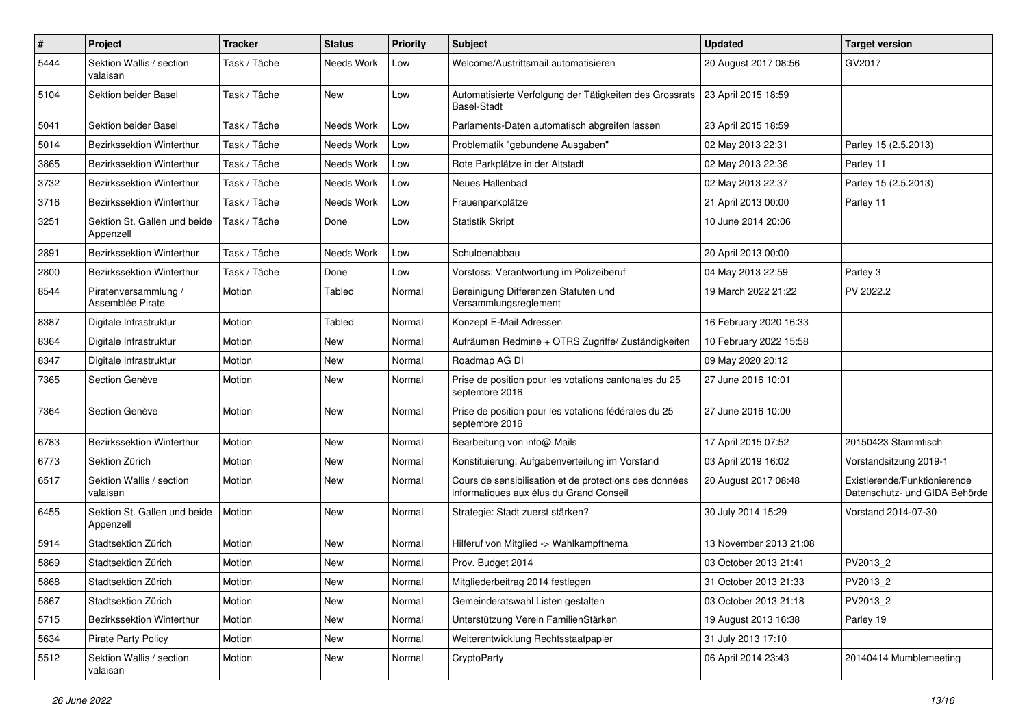| # | Project | Tracker | Status | Priority | Subject | Updated | Target version |
|---|---|---|---|---|---|---|---|
| 5444 | Sektion Wallis / section valaisan | Task / Tâche | Needs Work | Low | Welcome/Austrittsmail automatisieren | 20 August 2017 08:56 | GV2017 |
| 5104 | Sektion beider Basel | Task / Tâche | New | Low | Automatisierte Verfolgung der Tätigkeiten des Grossrats Basel-Stadt | 23 April 2015 18:59 | |
| 5041 | Sektion beider Basel | Task / Tâche | Needs Work | Low | Parlaments-Daten automatisch abgreifen lassen | 23 April 2015 18:59 | |
| 5014 | Bezirkssektion Winterthur | Task / Tâche | Needs Work | Low | Problematik "gebundene Ausgaben" | 02 May 2013 22:31 | Parley 15 (2.5.2013) |
| 3865 | Bezirkssektion Winterthur | Task / Tâche | Needs Work | Low | Rote Parkplätze in der Altstadt | 02 May 2013 22:36 | Parley 11 |
| 3732 | Bezirkssektion Winterthur | Task / Tâche | Needs Work | Low | Neues Hallenbad | 02 May 2013 22:37 | Parley 15 (2.5.2013) |
| 3716 | Bezirkssektion Winterthur | Task / Tâche | Needs Work | Low | Frauenparkplätze | 21 April 2013 00:00 | Parley 11 |
| 3251 | Sektion St. Gallen und beide Appenzell | Task / Tâche | Done | Low | Statistik Skript | 10 June 2014 20:06 | |
| 2891 | Bezirkssektion Winterthur | Task / Tâche | Needs Work | Low | Schuldenabbau | 20 April 2013 00:00 | |
| 2800 | Bezirkssektion Winterthur | Task / Tâche | Done | Low | Vorstoss: Verantwortung im Polizeiberuf | 04 May 2013 22:59 | Parley 3 |
| 8544 | Piratenversammlung / Assemblée Pirate | Motion | Tabled | Normal | Bereinigung Differenzen Statuten und Versammlungsreglement | 19 March 2022 21:22 | PV 2022.2 |
| 8387 | Digitale Infrastruktur | Motion | Tabled | Normal | Konzept E-Mail Adressen | 16 February 2020 16:33 | |
| 8364 | Digitale Infrastruktur | Motion | New | Normal | Aufräumen Redmine + OTRS Zugriffe/ Zuständigkeiten | 10 February 2022 15:58 | |
| 8347 | Digitale Infrastruktur | Motion | New | Normal | Roadmap AG DI | 09 May 2020 20:12 | |
| 7365 | Section Genève | Motion | New | Normal | Prise de position pour les votations cantonales du 25 septembre 2016 | 27 June 2016 10:01 | |
| 7364 | Section Genève | Motion | New | Normal | Prise de position pour les votations fédérales du 25 septembre 2016 | 27 June 2016 10:00 | |
| 6783 | Bezirkssektion Winterthur | Motion | New | Normal | Bearbeitung von info@ Mails | 17 April 2015 07:52 | 20150423 Stammtisch |
| 6773 | Sektion Zürich | Motion | New | Normal | Konstituierung: Aufgabenverteilung im Vorstand | 03 April 2019 16:02 | Vorstandsitzung 2019-1 |
| 6517 | Sektion Wallis / section valaisan | Motion | New | Normal | Cours de sensibilisation et de protections des données informatiques aux élus du Grand Conseil | 20 August 2017 08:48 | Existierende/Funktionierende Datenschutz- und GIDA Behörde |
| 6455 | Sektion St. Gallen und beide Appenzell | Motion | New | Normal | Strategie: Stadt zuerst stärken? | 30 July 2014 15:29 | Vorstand 2014-07-30 |
| 5914 | Stadtsektion Zürich | Motion | New | Normal | Hilferuf von Mitglied -> Wahlkampfthema | 13 November 2013 21:08 | |
| 5869 | Stadtsektion Zürich | Motion | New | Normal | Prov. Budget 2014 | 03 October 2013 21:41 | PV2013_2 |
| 5868 | Stadtsektion Zürich | Motion | New | Normal | Mitgliederbeitrag 2014 festlegen | 31 October 2013 21:33 | PV2013_2 |
| 5867 | Stadtsektion Zürich | Motion | New | Normal | Gemeinderatswahl Listen gestalten | 03 October 2013 21:18 | PV2013_2 |
| 5715 | Bezirkssektion Winterthur | Motion | New | Normal | Unterstützung Verein FamilienStärken | 19 August 2013 16:38 | Parley 19 |
| 5634 | Pirate Party Policy | Motion | New | Normal | Weiterentwicklung Rechtsstaatpapier | 31 July 2013 17:10 | |
| 5512 | Sektion Wallis / section valaisan | Motion | New | Normal | CryptoParty | 06 April 2014 23:43 | 20140414 Mumblemeeting |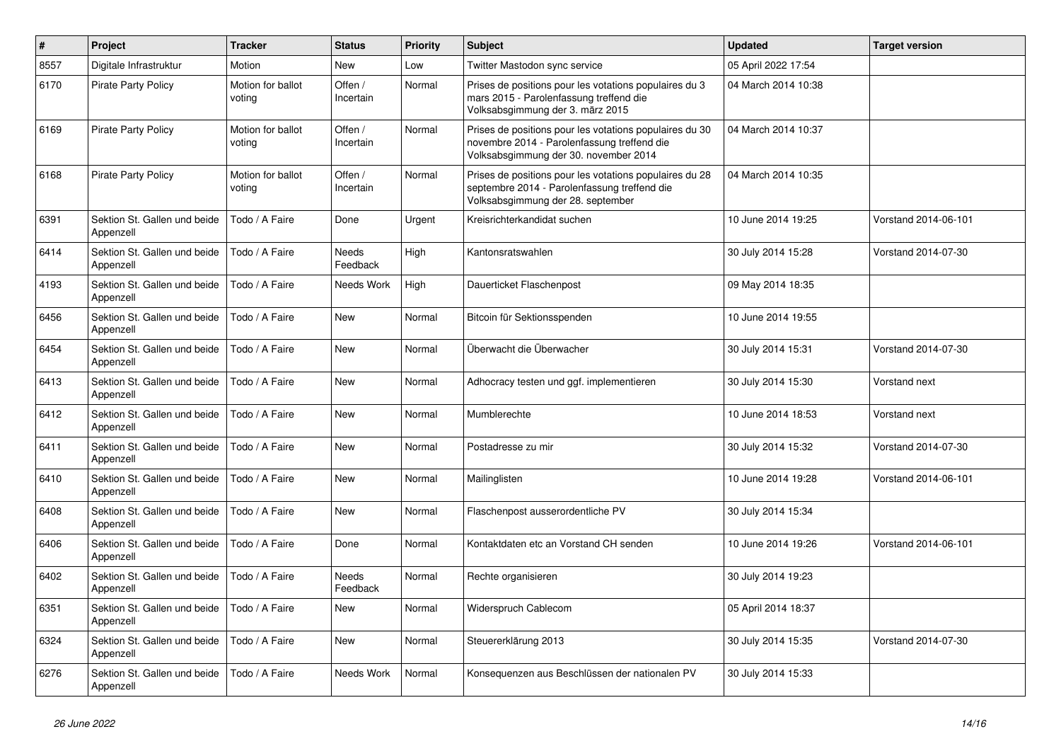| # | Project | Tracker | Status | Priority | Subject | Updated | Target version |
|---|---|---|---|---|---|---|---|
| 8557 | Digitale Infrastruktur | Motion | New | Low | Twitter Mastodon sync service | 05 April 2022 17:54 | |
| 6170 | Pirate Party Policy | Motion for ballot voting | Offen / Incertain | Normal | Prises de positions pour les votations populaires du 3 mars 2015 - Parolenfassung treffend die Volksabsgimmung der 3. märz 2015 | 04 March 2014 10:38 | |
| 6169 | Pirate Party Policy | Motion for ballot voting | Offen / Incertain | Normal | Prises de positions pour les votations populaires du 30 novembre 2014 - Parolenfassung treffend die Volksabsgimmung der 30. november 2014 | 04 March 2014 10:37 | |
| 6168 | Pirate Party Policy | Motion for ballot voting | Offen / Incertain | Normal | Prises de positions pour les votations populaires du 28 septembre 2014 - Parolenfassung treffend die Volksabsgimmung der 28. september | 04 March 2014 10:35 | |
| 6391 | Sektion St. Gallen und beide Appenzell | Todo / A Faire | Done | Urgent | Kreisrichterkandidat suchen | 10 June 2014 19:25 | Vorstand 2014-06-101 |
| 6414 | Sektion St. Gallen und beide Appenzell | Todo / A Faire | Needs Feedback | High | Kantonsratswahlen | 30 July 2014 15:28 | Vorstand 2014-07-30 |
| 4193 | Sektion St. Gallen und beide Appenzell | Todo / A Faire | Needs Work | High | Dauerticket Flaschenpost | 09 May 2014 18:35 | |
| 6456 | Sektion St. Gallen und beide Appenzell | Todo / A Faire | New | Normal | Bitcoin für Sektionsspenden | 10 June 2014 19:55 | |
| 6454 | Sektion St. Gallen und beide Appenzell | Todo / A Faire | New | Normal | Überwacht die Überwacher | 30 July 2014 15:31 | Vorstand 2014-07-30 |
| 6413 | Sektion St. Gallen und beide Appenzell | Todo / A Faire | New | Normal | Adhocracy testen und ggf. implementieren | 30 July 2014 15:30 | Vorstand next |
| 6412 | Sektion St. Gallen und beide Appenzell | Todo / A Faire | New | Normal | Mumblerechte | 10 June 2014 18:53 | Vorstand next |
| 6411 | Sektion St. Gallen und beide Appenzell | Todo / A Faire | New | Normal | Postadresse zu mir | 30 July 2014 15:32 | Vorstand 2014-07-30 |
| 6410 | Sektion St. Gallen und beide Appenzell | Todo / A Faire | New | Normal | Mailinglisten | 10 June 2014 19:28 | Vorstand 2014-06-101 |
| 6408 | Sektion St. Gallen und beide Appenzell | Todo / A Faire | New | Normal | Flaschenpost ausserordentliche PV | 30 July 2014 15:34 | |
| 6406 | Sektion St. Gallen und beide Appenzell | Todo / A Faire | Done | Normal | Kontaktdaten etc an Vorstand CH senden | 10 June 2014 19:26 | Vorstand 2014-06-101 |
| 6402 | Sektion St. Gallen und beide Appenzell | Todo / A Faire | Needs Feedback | Normal | Rechte organisieren | 30 July 2014 19:23 | |
| 6351 | Sektion St. Gallen und beide Appenzell | Todo / A Faire | New | Normal | Widerspruch Cablecom | 05 April 2014 18:37 | |
| 6324 | Sektion St. Gallen und beide Appenzell | Todo / A Faire | New | Normal | Steuererklärung 2013 | 30 July 2014 15:35 | Vorstand 2014-07-30 |
| 6276 | Sektion St. Gallen und beide Appenzell | Todo / A Faire | Needs Work | Normal | Konsequenzen aus Beschlüssen der nationalen PV | 30 July 2014 15:33 | |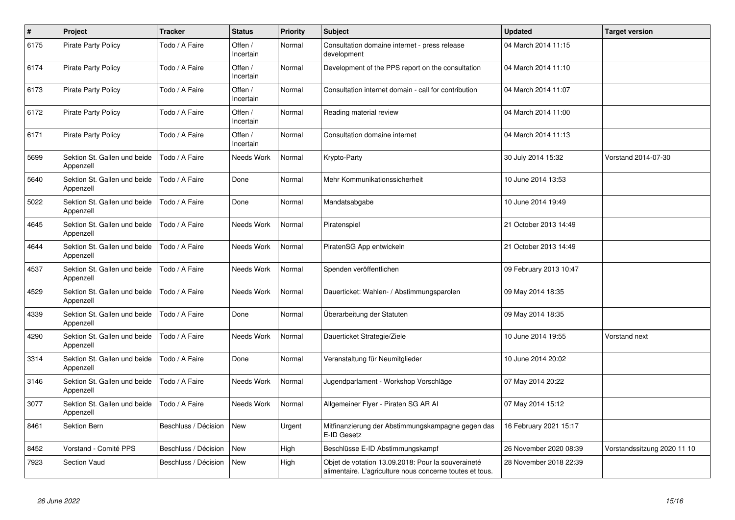| # | Project | Tracker | Status | Priority | Subject | Updated | Target version |
|---|---|---|---|---|---|---|---|
| 6175 | Pirate Party Policy | Todo / A Faire | Offen / Incertain | Normal | Consultation domaine internet - press release development | 04 March 2014 11:15 | |
| 6174 | Pirate Party Policy | Todo / A Faire | Offen / Incertain | Normal | Development of the PPS report on the consultation | 04 March 2014 11:10 | |
| 6173 | Pirate Party Policy | Todo / A Faire | Offen / Incertain | Normal | Consultation internet domain - call for contribution | 04 March 2014 11:07 | |
| 6172 | Pirate Party Policy | Todo / A Faire | Offen / Incertain | Normal | Reading material review | 04 March 2014 11:00 | |
| 6171 | Pirate Party Policy | Todo / A Faire | Offen / Incertain | Normal | Consultation domaine internet | 04 March 2014 11:13 | |
| 5699 | Sektion St. Gallen und beide Appenzell | Todo / A Faire | Needs Work | Normal | Krypto-Party | 30 July 2014 15:32 | Vorstand 2014-07-30 |
| 5640 | Sektion St. Gallen und beide Appenzell | Todo / A Faire | Done | Normal | Mehr Kommunikationssicherheit | 10 June 2014 13:53 | |
| 5022 | Sektion St. Gallen und beide Appenzell | Todo / A Faire | Done | Normal | Mandatsabgabe | 10 June 2014 19:49 | |
| 4645 | Sektion St. Gallen und beide Appenzell | Todo / A Faire | Needs Work | Normal | Piratenspiel | 21 October 2013 14:49 | |
| 4644 | Sektion St. Gallen und beide Appenzell | Todo / A Faire | Needs Work | Normal | PiratenSG App entwickeln | 21 October 2013 14:49 | |
| 4537 | Sektion St. Gallen und beide Appenzell | Todo / A Faire | Needs Work | Normal | Spenden veröffentlichen | 09 February 2013 10:47 | |
| 4529 | Sektion St. Gallen und beide Appenzell | Todo / A Faire | Needs Work | Normal | Dauerticket: Wahlen- / Abstimmungsparolen | 09 May 2014 18:35 | |
| 4339 | Sektion St. Gallen und beide Appenzell | Todo / A Faire | Done | Normal | Überarbeitung der Statuten | 09 May 2014 18:35 | |
| 4290 | Sektion St. Gallen und beide Appenzell | Todo / A Faire | Needs Work | Normal | Dauerticket Strategie/Ziele | 10 June 2014 19:55 | Vorstand next |
| 3314 | Sektion St. Gallen und beide Appenzell | Todo / A Faire | Done | Normal | Veranstaltung für Neumitglieder | 10 June 2014 20:02 | |
| 3146 | Sektion St. Gallen und beide Appenzell | Todo / A Faire | Needs Work | Normal | Jugendparlament - Workshop Vorschläge | 07 May 2014 20:22 | |
| 3077 | Sektion St. Gallen und beide Appenzell | Todo / A Faire | Needs Work | Normal | Allgemeiner Flyer - Piraten SG AR AI | 07 May 2014 15:12 | |
| 8461 | Sektion Bern | Beschluss / Décision | New | Urgent | Mitfinanzierung der Abstimmungskampagne gegen das E-ID Gesetz | 16 February 2021 15:17 | |
| 8452 | Vorstand - Comité PPS | Beschluss / Décision | New | High | Beschlüsse E-ID Abstimmungskampf | 26 November 2020 08:39 | Vorstandssitzung 2020 11 10 |
| 7923 | Section Vaud | Beschluss / Décision | New | High | Objet de votation 13.09.2018: Pour la souveraineté alimentaire. L'agriculture nous concerne toutes et tous. | 28 November 2018 22:39 | |

*26 June 2022*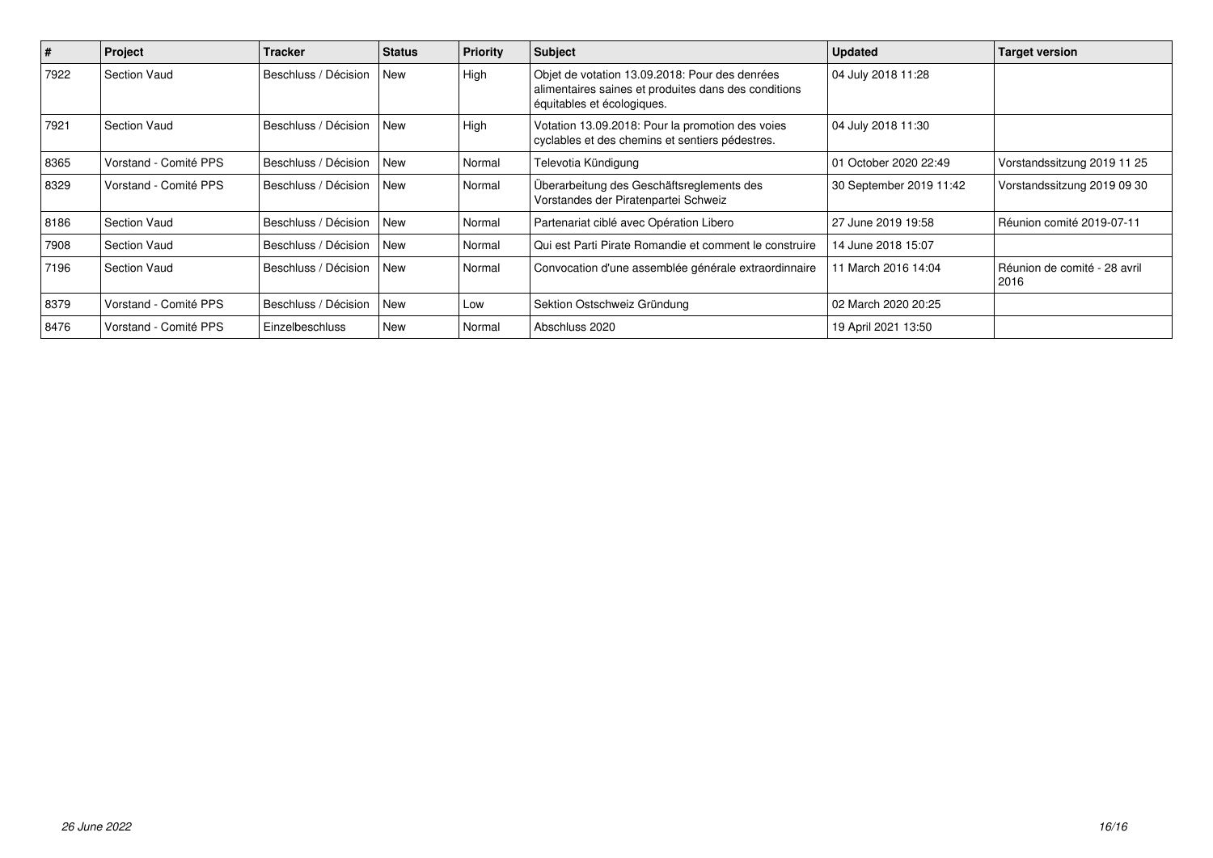| # | Project | Tracker | Status | Priority | Subject | Updated | Target version |
|---|---|---|---|---|---|---|---|
| 7922 | Section Vaud | Beschluss / Décision | New | High | Objet de votation 13.09.2018: Pour des denrées alimentaires saines et produites dans des conditions équitables et écologiques. | 04 July 2018 11:28 | |
| 7921 | Section Vaud | Beschluss / Décision | New | High | Votation 13.09.2018: Pour la promotion des voies cyclables et des chemins et sentiers pédestres. | 04 July 2018 11:30 | |
| 8365 | Vorstand - Comité PPS | Beschluss / Décision | New | Normal | Televotia Kündigung | 01 October 2020 22:49 | Vorstandssitzung 2019 11 25 |
| 8329 | Vorstand - Comité PPS | Beschluss / Décision | New | Normal | Überarbeitung des Geschäftsreglements des Vorstandes der Piratenpartei Schweiz | 30 September 2019 11:42 | Vorstandssitzung 2019 09 30 |
| 8186 | Section Vaud | Beschluss / Décision | New | Normal | Partenariat ciblé avec Opération Libero | 27 June 2019 19:58 | Réunion comité 2019-07-11 |
| 7908 | Section Vaud | Beschluss / Décision | New | Normal | Qui est Parti Pirate Romandie et comment le construire | 14 June 2018 15:07 | |
| 7196 | Section Vaud | Beschluss / Décision | New | Normal | Convocation d'une assemblée générale extraordinnaire | 11 March 2016 14:04 | Réunion de comité - 28 avril 2016 |
| 8379 | Vorstand - Comité PPS | Beschluss / Décision | New | Low | Sektion Ostschweiz Gründung | 02 March 2020 20:25 | |
| 8476 | Vorstand - Comité PPS | Einzelbeschluss | New | Normal | Abschluss 2020 | 19 April 2021 13:50 | |